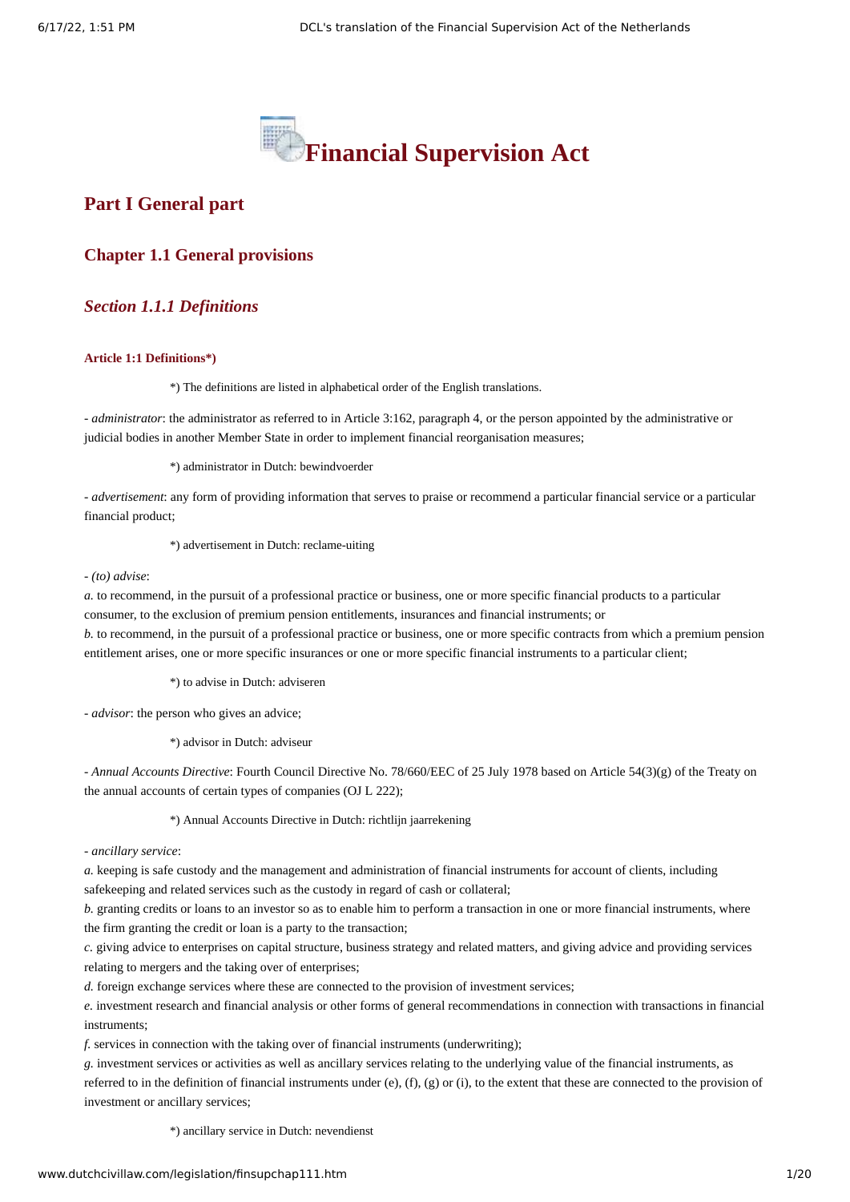# Financial Supervision Act

## Part I General part

### Chapter 1.1 General provisions

#### *Section 1.1.1 Definitions*

**Article 1:1 Definitions*)**

*) The definitions are listed in alphabetical order of the English translations.

- *administrator*: the administrator as referred to in Article 3:162, paragraph 4, or the person appointed by the administrative or judicial bodies in another Member State in order to implement financial reorganisation measures;

*) administrator in Dutch: bewindvoerder

- *advertisement*: any form of providing information that serves to praise or recommend a particular financial service or a particular financial product;

*) advertisement in Dutch: reclame-uiting

- *(to) advise*:
*a.* to recommend, in the pursuit of a professional practice or business, one or more specific financial products to a particular consumer, to the exclusion of premium pension entitlements, insurances and financial instruments; or
*b.* to recommend, in the pursuit of a professional practice or business, one or more specific contracts from which a premium pension entitlement arises, one or more specific insurances or one or more specific financial instruments to a particular client;

*) to advise in Dutch: adviseren

- *advisor*: the person who gives an advice;

*) advisor in Dutch: adviseur

- *Annual Accounts Directive*: Fourth Council Directive No. 78/660/EEC of 25 July 1978 based on Article 54(3)(g) of the Treaty on the annual accounts of certain types of companies (OJ L 222);

*) Annual Accounts Directive in Dutch: richtlijn jaarrekening

- *ancillary service*:
*a.* keeping is safe custody and the management and administration of financial instruments for account of clients, including safekeeping and related services such as the custody in regard of cash or collateral;
*b.* granting credits or loans to an investor so as to enable him to perform a transaction in one or more financial instruments, where the firm granting the credit or loan is a party to the transaction;
*c.* giving advice to enterprises on capital structure, business strategy and related matters, and giving advice and providing services relating to mergers and the taking over of enterprises;
*d.* foreign exchange services where these are connected to the provision of investment services;
*e.* investment research and financial analysis or other forms of general recommendations in connection with transactions in financial instruments;
*f.* services in connection with the taking over of financial instruments (underwriting);
*g.* investment services or activities as well as ancillary services relating to the underlying value of the financial instruments, as referred to in the definition of financial instruments under (e), (f), (g) or (i), to the extent that these are connected to the provision of investment or ancillary services;

*) ancillary service in Dutch: nevendienst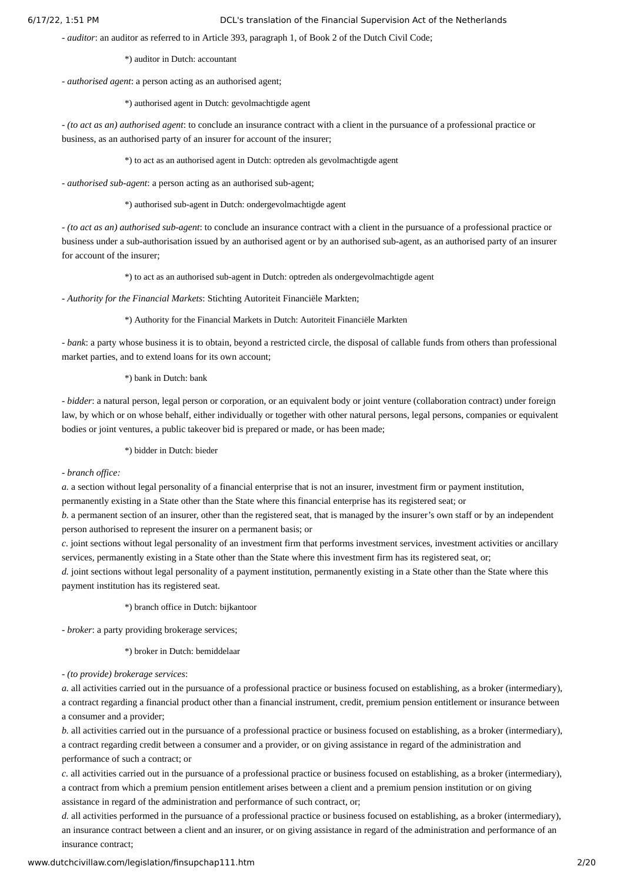- *auditor*: an auditor as referred to in Article 393, paragraph 1, of Book 2 of the Dutch Civil Code;

*) auditor in Dutch: accountant

- *authorised agent*: a person acting as an authorised agent;

*) authorised agent in Dutch: gevolmachtigde agent

- *(to act as an) authorised agent*: to conclude an insurance contract with a client in the pursuance of a professional practice or business, as an authorised party of an insurer for account of the insurer;

*) to act as an authorised agent in Dutch: optreden als gevolmachtigde agent

- *authorised sub-agent*: a person acting as an authorised sub-agent;

*) authorised sub-agent in Dutch: ondergevolmachtigde agent

- *(to act as an) authorised sub-agent*: to conclude an insurance contract with a client in the pursuance of a professional practice or business under a sub-authorisation issued by an authorised agent or by an authorised sub-agent, as an authorised party of an insurer for account of the insurer;

*) to act as an authorised sub-agent in Dutch: optreden als ondergevolmachtigde agent

- *Authority for the Financial Markets*: Stichting Autoriteit Financiële Markten;

*) Authority for the Financial Markets in Dutch: Autoriteit Financiële Markten

- *bank*: a party whose business it is to obtain, beyond a restricted circle, the disposal of callable funds from others than professional market parties, and to extend loans for its own account;

*) bank in Dutch: bank

- *bidder*: a natural person, legal person or corporation, or an equivalent body or joint venture (collaboration contract) under foreign law, by which or on whose behalf, either individually or together with other natural persons, legal persons, companies or equivalent bodies or joint ventures, a public takeover bid is prepared or made, or has been made;

*) bidder in Dutch: bieder

- *branch office:*

*a.* a section without legal personality of a financial enterprise that is not an insurer, investment firm or payment institution, permanently existing in a State other than the State where this financial enterprise has its registered seat; or

*b.* a permanent section of an insurer, other than the registered seat, that is managed by the insurer's own staff or by an independent person authorised to represent the insurer on a permanent basis; or

*c.* joint sections without legal personality of an investment firm that performs investment services, investment activities or ancillary services, permanently existing in a State other than the State where this investment firm has its registered seat, or;

*d.* joint sections without legal personality of a payment institution, permanently existing in a State other than the State where this payment institution has its registered seat.

*) branch office in Dutch: bijkantoor

- *broker*: a party providing brokerage services;

*) broker in Dutch: bemiddelaar

- *(to provide) brokerage services*:

*a.* all activities carried out in the pursuance of a professional practice or business focused on establishing, as a broker (intermediary), a contract regarding a financial product other than a financial instrument, credit, premium pension entitlement or insurance between a consumer and a provider;

*b.* all activities carried out in the pursuance of a professional practice or business focused on establishing, as a broker (intermediary), a contract regarding credit between a consumer and a provider, or on giving assistance in regard of the administration and performance of such a contract; or

*c.* all activities carried out in the pursuance of a professional practice or business focused on establishing, as a broker (intermediary), a contract from which a premium pension entitlement arises between a client and a premium pension institution or on giving assistance in regard of the administration and performance of such contract, or;

*d.* all activities performed in the pursuance of a professional practice or business focused on establishing, as a broker (intermediary), an insurance contract between a client and an insurer, or on giving assistance in regard of the administration and performance of an insurance contract;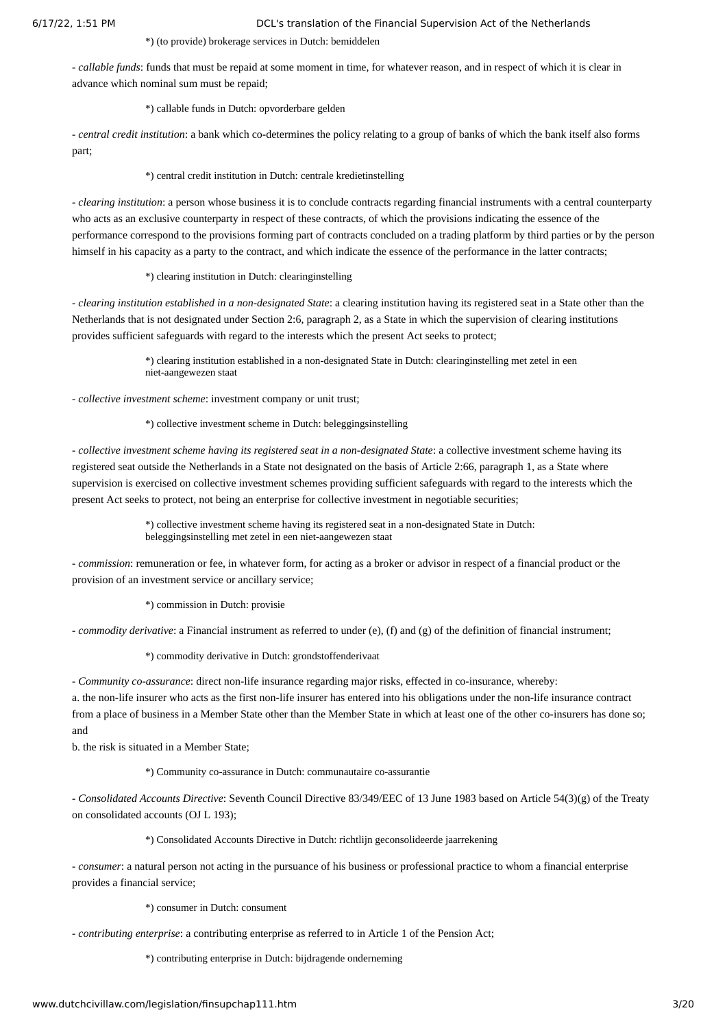*) (to provide) brokerage services in Dutch: bemiddelen

- *callable funds*: funds that must be repaid at some moment in time, for whatever reason, and in respect of which it is clear in advance which nominal sum must be repaid;

*) callable funds in Dutch: opvorderbare gelden

- *central credit institution*: a bank which co-determines the policy relating to a group of banks of which the bank itself also forms part;

*) central credit institution in Dutch: centrale kredietinstelling

- *clearing institution*: a person whose business it is to conclude contracts regarding financial instruments with a central counterparty who acts as an exclusive counterparty in respect of these contracts, of which the provisions indicating the essence of the performance correspond to the provisions forming part of contracts concluded on a trading platform by third parties or by the person himself in his capacity as a party to the contract, and which indicate the essence of the performance in the latter contracts;

*) clearing institution in Dutch: clearinginstelling

- *clearing institution established in a non-designated State*: a clearing institution having its registered seat in a State other than the Netherlands that is not designated under Section 2:6, paragraph 2, as a State in which the supervision of clearing institutions provides sufficient safeguards with regard to the interests which the present Act seeks to protect;

*) clearing institution established in a non-designated State in Dutch: clearinginstelling met zetel in een niet-aangewezen staat

- *collective investment scheme*: investment company or unit trust;

*) collective investment scheme in Dutch: beleggingsinstelling

- *collective investment scheme having its registered seat in a non-designated State*: a collective investment scheme having its registered seat outside the Netherlands in a State not designated on the basis of Article 2:66, paragraph 1, as a State where supervision is exercised on collective investment schemes providing sufficient safeguards with regard to the interests which the present Act seeks to protect, not being an enterprise for collective investment in negotiable securities;

*) collective investment scheme having its registered seat in a non-designated State in Dutch: beleggingsinstelling met zetel in een niet-aangewezen staat

- *commission*: remuneration or fee, in whatever form, for acting as a broker or advisor in respect of a financial product or the provision of an investment service or ancillary service;

*) commission in Dutch: provisie

- *commodity derivative*: a Financial instrument as referred to under (e), (f) and (g) of the definition of financial instrument;

*) commodity derivative in Dutch: grondstoffenderivaat

- *Community co-assurance*: direct non-life insurance regarding major risks, effected in co-insurance, whereby:
a. the non-life insurer who acts as the first non-life insurer has entered into his obligations under the non-life insurance contract from a place of business in a Member State other than the Member State in which at least one of the other co-insurers has done so; and
b. the risk is situated in a Member State;

*) Community co-assurance in Dutch: communautaire co-assurantie

- *Consolidated Accounts Directive*: Seventh Council Directive 83/349/EEC of 13 June 1983 based on Article 54(3)(g) of the Treaty on consolidated accounts (OJ L 193);

*) Consolidated Accounts Directive in Dutch: richtlijn geconsolideerde jaarrekening

- *consumer*: a natural person not acting in the pursuance of his business or professional practice to whom a financial enterprise provides a financial service;

*) consumer in Dutch: consument

- *contributing enterprise*: a contributing enterprise as referred to in Article 1 of the Pension Act;

*) contributing enterprise in Dutch: bijdragende onderneming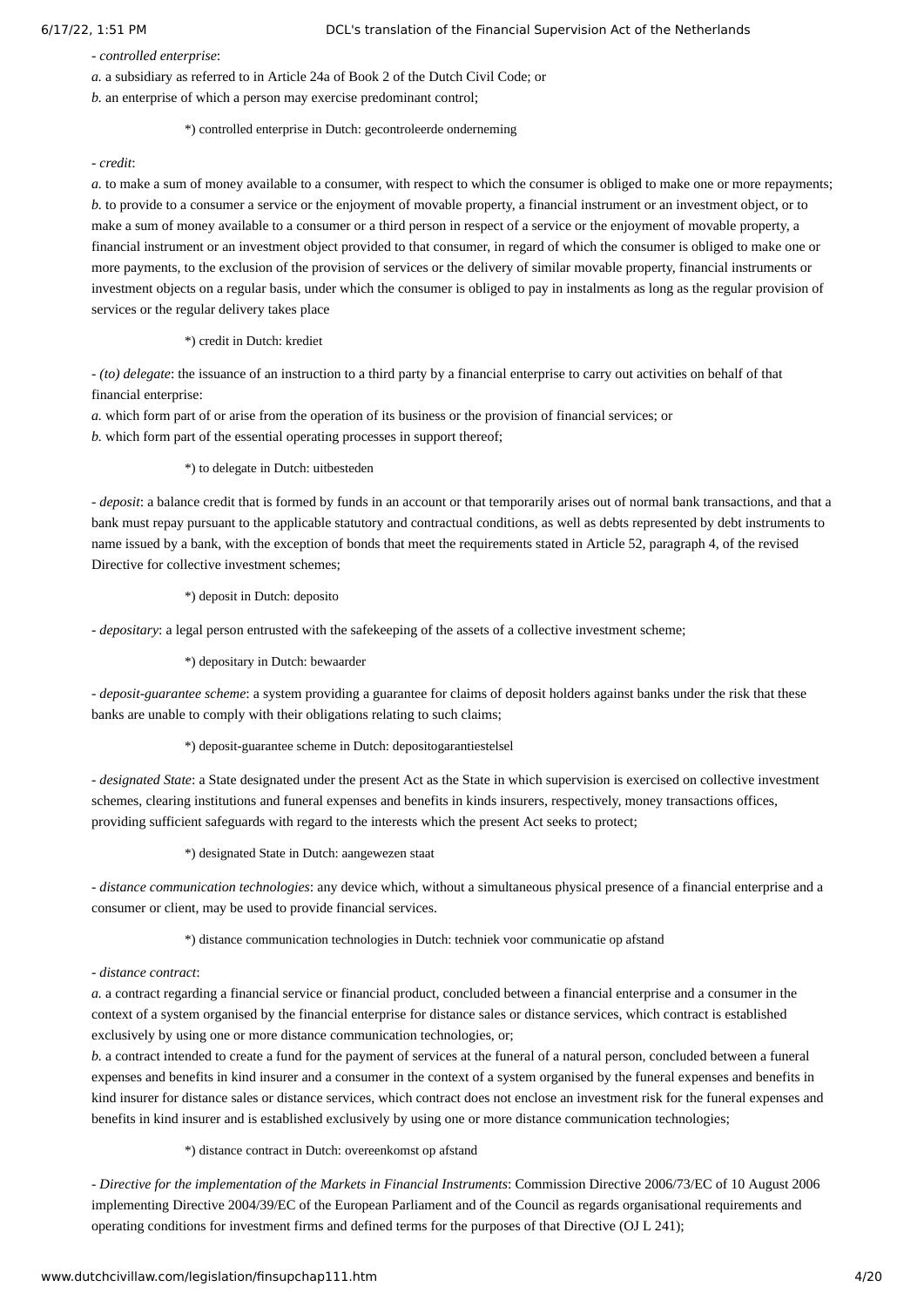- *controlled enterprise*:

*a.* a subsidiary as referred to in Article 24a of Book 2 of the Dutch Civil Code; or

*b.* an enterprise of which a person may exercise predominant control;

*) controlled enterprise in Dutch: gecontroleerde onderneming

- *credit*:

*a.* to make a sum of money available to a consumer, with respect to which the consumer is obliged to make one or more repayments;

*b.* to provide to a consumer a service or the enjoyment of movable property, a financial instrument or an investment object, or to make a sum of money available to a consumer or a third person in respect of a service or the enjoyment of movable property, a financial instrument or an investment object provided to that consumer, in regard of which the consumer is obliged to make one or more payments, to the exclusion of the provision of services or the delivery of similar movable property, financial instruments or investment objects on a regular basis, under which the consumer is obliged to pay in instalments as long as the regular provision of services or the regular delivery takes place

*) credit in Dutch: krediet

- *(to) delegate*: the issuance of an instruction to a third party by a financial enterprise to carry out activities on behalf of that financial enterprise:

*a.* which form part of or arise from the operation of its business or the provision of financial services; or

*b.* which form part of the essential operating processes in support thereof;

*) to delegate in Dutch: uitbesteden

- *deposit*: a balance credit that is formed by funds in an account or that temporarily arises out of normal bank transactions, and that a bank must repay pursuant to the applicable statutory and contractual conditions, as well as debts represented by debt instruments to name issued by a bank, with the exception of bonds that meet the requirements stated in Article 52, paragraph 4, of the revised Directive for collective investment schemes;

*) deposit in Dutch: deposito

- *depositary*: a legal person entrusted with the safekeeping of the assets of a collective investment scheme;

*) depositary in Dutch: bewaarder

- *deposit-guarantee scheme*: a system providing a guarantee for claims of deposit holders against banks under the risk that these banks are unable to comply with their obligations relating to such claims;

*) deposit-guarantee scheme in Dutch: depositogarantiestelsel

- *designated State*: a State designated under the present Act as the State in which supervision is exercised on collective investment schemes, clearing institutions and funeral expenses and benefits in kinds insurers, respectively, money transactions offices, providing sufficient safeguards with regard to the interests which the present Act seeks to protect;

*) designated State in Dutch: aangewezen staat

- *distance communication technologies*: any device which, without a simultaneous physical presence of a financial enterprise and a consumer or client, may be used to provide financial services.

*) distance communication technologies in Dutch: techniek voor communicatie op afstand

- *distance contract*:

*a.* a contract regarding a financial service or financial product, concluded between a financial enterprise and a consumer in the context of a system organised by the financial enterprise for distance sales or distance services, which contract is established exclusively by using one or more distance communication technologies, or;

*b.* a contract intended to create a fund for the payment of services at the funeral of a natural person, concluded between a funeral expenses and benefits in kind insurer and a consumer in the context of a system organised by the funeral expenses and benefits in kind insurer for distance sales or distance services, which contract does not enclose an investment risk for the funeral expenses and benefits in kind insurer and is established exclusively by using one or more distance communication technologies;

*) distance contract in Dutch: overeenkomst op afstand

- *Directive for the implementation of the Markets in Financial Instruments*: Commission Directive 2006/73/EC of 10 August 2006 implementing Directive 2004/39/EC of the European Parliament and of the Council as regards organisational requirements and operating conditions for investment firms and defined terms for the purposes of that Directive (OJ L 241);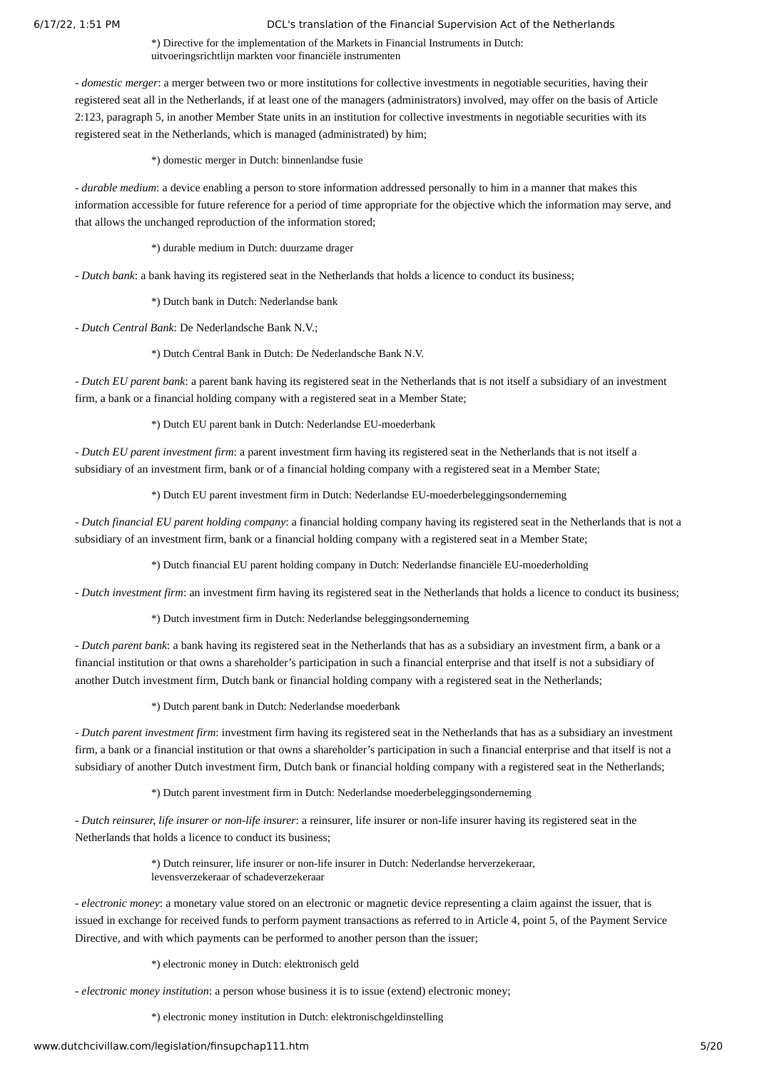*) Directive for the implementation of the Markets in Financial Instruments in Dutch: uitvoeringsrichtlijn markten voor financiële instrumenten

- *domestic merger*: a merger between two or more institutions for collective investments in negotiable securities, having their registered seat all in the Netherlands, if at least one of the managers (administrators) involved, may offer on the basis of Article 2:123, paragraph 5, in another Member State units in an institution for collective investments in negotiable securities with its registered seat in the Netherlands, which is managed (administrated) by him;

*) domestic merger in Dutch: binnenlandse fusie

- *durable medium*: a device enabling a person to store information addressed personally to him in a manner that makes this information accessible for future reference for a period of time appropriate for the objective which the information may serve, and that allows the unchanged reproduction of the information stored;

*) durable medium in Dutch: duurzame drager

- *Dutch bank*: a bank having its registered seat in the Netherlands that holds a licence to conduct its business;

*) Dutch bank in Dutch: Nederlandse bank

- *Dutch Central Bank*: De Nederlandsche Bank N.V.;

*) Dutch Central Bank in Dutch: De Nederlandsche Bank N.V.

- *Dutch EU parent bank*: a parent bank having its registered seat in the Netherlands that is not itself a subsidiary of an investment firm, a bank or a financial holding company with a registered seat in a Member State;

*) Dutch EU parent bank in Dutch: Nederlandse EU-moederbank

- *Dutch EU parent investment firm*: a parent investment firm having its registered seat in the Netherlands that is not itself a subsidiary of an investment firm, bank or of a financial holding company with a registered seat in a Member State;

*) Dutch EU parent investment firm in Dutch: Nederlandse EU-moederbeleggingsonderneming

- *Dutch financial EU parent holding company*: a financial holding company having its registered seat in the Netherlands that is not a subsidiary of an investment firm, bank or a financial holding company with a registered seat in a Member State;

*) Dutch financial EU parent holding company in Dutch: Nederlandse financiële EU-moederholding

- *Dutch investment firm*: an investment firm having its registered seat in the Netherlands that holds a licence to conduct its business;

*) Dutch investment firm in Dutch: Nederlandse beleggingsonderneming

- *Dutch parent bank*: a bank having its registered seat in the Netherlands that has as a subsidiary an investment firm, a bank or a financial institution or that owns a shareholder's participation in such a financial enterprise and that itself is not a subsidiary of another Dutch investment firm, Dutch bank or financial holding company with a registered seat in the Netherlands;

*) Dutch parent bank in Dutch: Nederlandse moederbank

- *Dutch parent investment firm*: investment firm having its registered seat in the Netherlands that has as a subsidiary an investment firm, a bank or a financial institution or that owns a shareholder's participation in such a financial enterprise and that itself is not a subsidiary of another Dutch investment firm, Dutch bank or financial holding company with a registered seat in the Netherlands;

*) Dutch parent investment firm in Dutch: Nederlandse moederbeleggingsonderneming

- *Dutch reinsurer, life insurer or non-life insurer*: a reinsurer, life insurer or non-life insurer having its registered seat in the Netherlands that holds a licence to conduct its business;

*) Dutch reinsurer, life insurer or non-life insurer in Dutch: Nederlandse herverzekeraar, levensverzekeraar of schadeverzekeraar

- *electronic money*: a monetary value stored on an electronic or magnetic device representing a claim against the issuer, that is issued in exchange for received funds to perform payment transactions as referred to in Article 4, point 5, of the Payment Service Directive, and with which payments can be performed to another person than the issuer;

*) electronic money in Dutch: elektronisch geld

- *electronic money institution*: a person whose business it is to issue (extend) electronic money;

*) electronic money institution in Dutch: elektronischgeldinstelling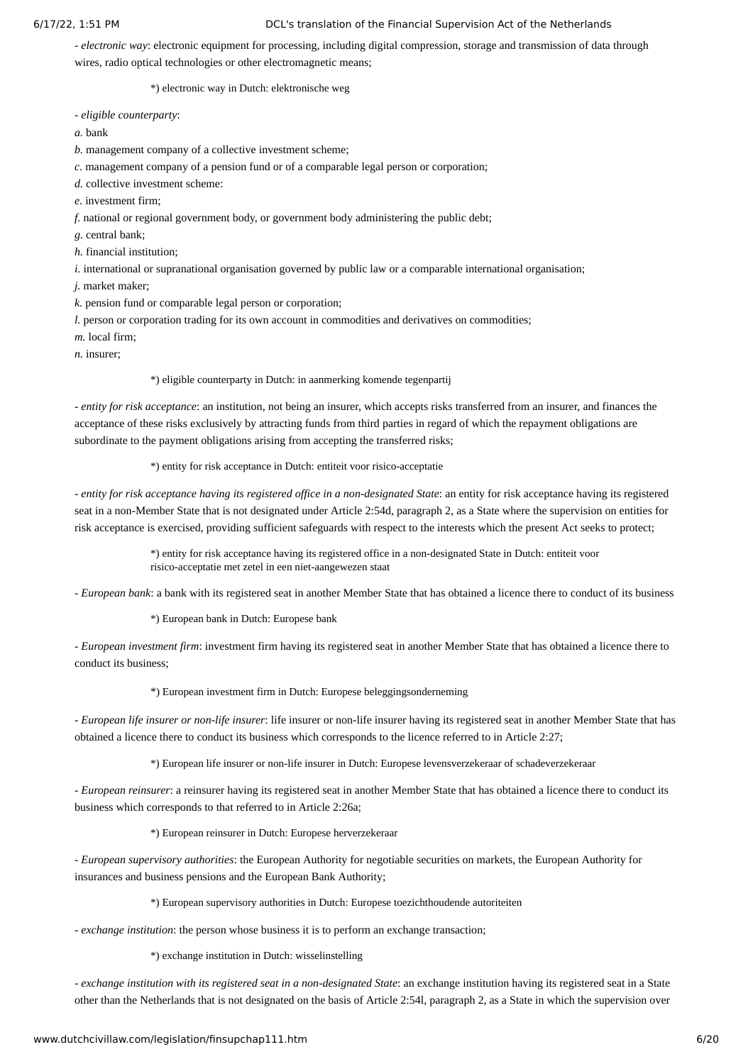- *electronic way*: electronic equipment for processing, including digital compression, storage and transmission of data through wires, radio optical technologies or other electromagnetic means;

*) electronic way in Dutch: elektronische weg

- *eligible counterparty*:

*a.* bank

*b.* management company of a collective investment scheme;

*c.* management company of a pension fund or of a comparable legal person or corporation;

*d.* collective investment scheme:

*e.* investment firm;

*f.* national or regional government body, or government body administering the public debt;

*g.* central bank;

*h.* financial institution;

*i.* international or supranational organisation governed by public law or a comparable international organisation;

*j.* market maker;

*k.* pension fund or comparable legal person or corporation;

*l.* person or corporation trading for its own account in commodities and derivatives on commodities;

*m.* local firm;

*n.* insurer;

*) eligible counterparty in Dutch: in aanmerking komende tegenpartij

- *entity for risk acceptance*: an institution, not being an insurer, which accepts risks transferred from an insurer, and finances the acceptance of these risks exclusively by attracting funds from third parties in regard of which the repayment obligations are subordinate to the payment obligations arising from accepting the transferred risks;

*) entity for risk acceptance in Dutch: entiteit voor risico-acceptatie

- *entity for risk acceptance having its registered office in a non-designated State*: an entity for risk acceptance having its registered seat in a non-Member State that is not designated under Article 2:54d, paragraph 2, as a State where the supervision on entities for risk acceptance is exercised, providing sufficient safeguards with respect to the interests which the present Act seeks to protect;

*) entity for risk acceptance having its registered office in a non-designated State in Dutch: entiteit voor risico-acceptatie met zetel in een niet-aangewezen staat

- *European bank*: a bank with its registered seat in another Member State that has obtained a licence there to conduct of its business

*) European bank in Dutch: Europese bank

- *European investment firm*: investment firm having its registered seat in another Member State that has obtained a licence there to conduct its business;

*) European investment firm in Dutch: Europese beleggingsonderneming

- *European life insurer or non-life insurer*: life insurer or non-life insurer having its registered seat in another Member State that has obtained a licence there to conduct its business which corresponds to the licence referred to in Article 2:27;

*) European life insurer or non-life insurer in Dutch: Europese levensverzekeraar of schadeverzekeraar

- *European reinsurer*: a reinsurer having its registered seat in another Member State that has obtained a licence there to conduct its business which corresponds to that referred to in Article 2:26a;

*) European reinsurer in Dutch: Europese herverzekeraar

- *European supervisory authorities*: the European Authority for negotiable securities on markets, the European Authority for insurances and business pensions and the European Bank Authority;

*) European supervisory authorities in Dutch: Europese toezichthoudende autoriteiten

- *exchange institution*: the person whose business it is to perform an exchange transaction;

*) exchange institution in Dutch: wisselinstelling

- *exchange institution with its registered seat in a non-designated State*: an exchange institution having its registered seat in a State other than the Netherlands that is not designated on the basis of Article 2:54l, paragraph 2, as a State in which the supervision over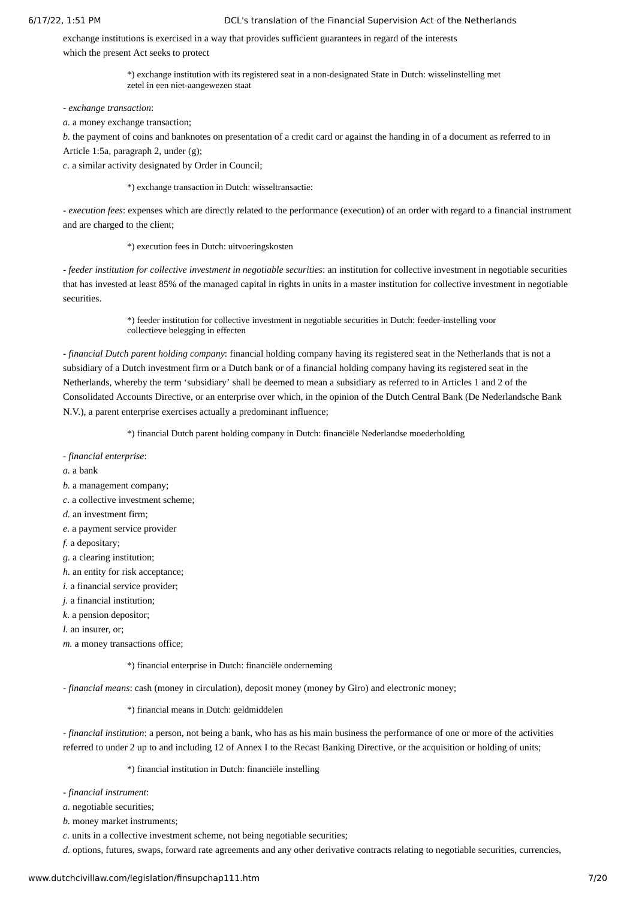exchange institutions is exercised in a way that provides sufficient guarantees in regard of the interests which the present Act seeks to protect

> *) exchange institution with its registered seat in a non-designated State in Dutch: wisselinstelling met zetel in een niet-aangewezen staat

- *exchange transaction*:

*a.* a money exchange transaction;

*b.* the payment of coins and banknotes on presentation of a credit card or against the handing in of a document as referred to in Article 1:5a, paragraph 2, under (g);

*c.* a similar activity designated by Order in Council;

> *) exchange transaction in Dutch: wisseltransactie:

- *execution fees*: expenses which are directly related to the performance (execution) of an order with regard to a financial instrument and are charged to the client;

> *) execution fees in Dutch: uitvoeringskosten

- *feeder institution for collective investment in negotiable securities*: an institution for collective investment in negotiable securities that has invested at least 85% of the managed capital in rights in units in a master institution for collective investment in negotiable securities.

> *) feeder institution for collective investment in negotiable securities in Dutch: feeder-instelling voor collectieve belegging in effecten

- *financial Dutch parent holding company*: financial holding company having its registered seat in the Netherlands that is not a subsidiary of a Dutch investment firm or a Dutch bank or of a financial holding company having its registered seat in the Netherlands, whereby the term 'subsidiary' shall be deemed to mean a subsidiary as referred to in Articles 1 and 2 of the Consolidated Accounts Directive, or an enterprise over which, in the opinion of the Dutch Central Bank (De Nederlandsche Bank N.V.), a parent enterprise exercises actually a predominant influence;

> *) financial Dutch parent holding company in Dutch: financiële Nederlandse moederholding

- *financial enterprise*:

*a.* a bank

*b.* a management company;

*c.* a collective investment scheme;

*d.* an investment firm;

*e.* a payment service provider

*f.* a depositary;

*g.* a clearing institution;

*h.* an entity for risk acceptance;

*i.* a financial service provider;

*j.* a financial institution;

*k.* a pension depositor;

*l.* an insurer, or;

*m.* a money transactions office;

> *) financial enterprise in Dutch: financiële onderneming

- *financial means*: cash (money in circulation), deposit money (money by Giro) and electronic money;

> *) financial means in Dutch: geldmiddelen

- *financial institution*: a person, not being a bank, who has as his main business the performance of one or more of the activities referred to under 2 up to and including 12 of Annex I to the Recast Banking Directive, or the acquisition or holding of units;

> *) financial institution in Dutch: financiële instelling

- *financial instrument*:

*a.* negotiable securities;

*b.* money market instruments;

*c.* units in a collective investment scheme, not being negotiable securities;

*d.* options, futures, swaps, forward rate agreements and any other derivative contracts relating to negotiable securities, currencies,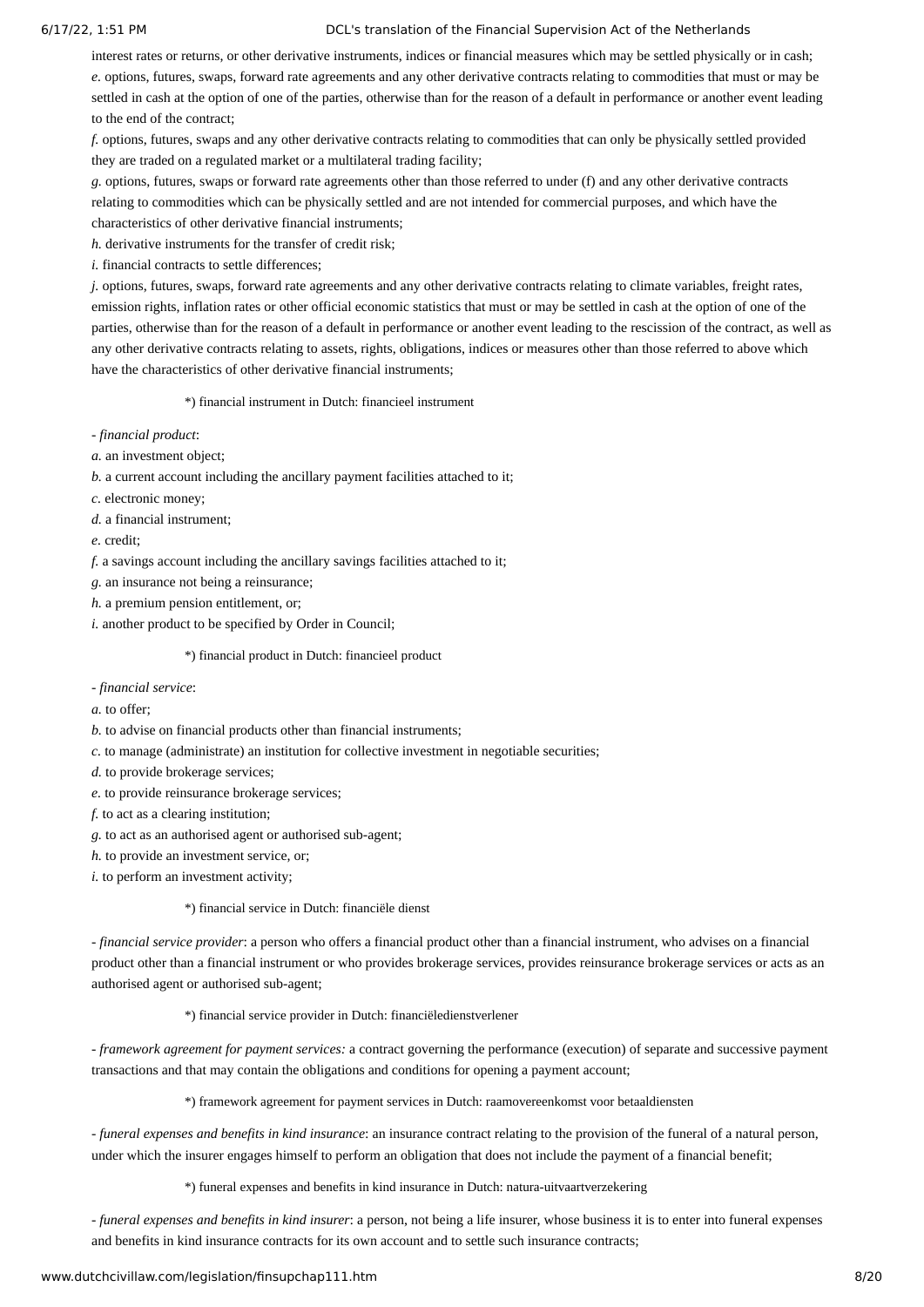interest rates or returns, or other derivative instruments, indices or financial measures which may be settled physically or in cash;

*e.* options, futures, swaps, forward rate agreements and any other derivative contracts relating to commodities that must or may be settled in cash at the option of one of the parties, otherwise than for the reason of a default in performance or another event leading to the end of the contract;

*f.* options, futures, swaps and any other derivative contracts relating to commodities that can only be physically settled provided they are traded on a regulated market or a multilateral trading facility;

*g.* options, futures, swaps or forward rate agreements other than those referred to under (f) and any other derivative contracts relating to commodities which can be physically settled and are not intended for commercial purposes, and which have the characteristics of other derivative financial instruments;

*h.* derivative instruments for the transfer of credit risk;

*i.* financial contracts to settle differences;

*j.* options, futures, swaps, forward rate agreements and any other derivative contracts relating to climate variables, freight rates, emission rights, inflation rates or other official economic statistics that must or may be settled in cash at the option of one of the parties, otherwise than for the reason of a default in performance or another event leading to the rescission of the contract, as well as any other derivative contracts relating to assets, rights, obligations, indices or measures other than those referred to above which have the characteristics of other derivative financial instruments;

*) financial instrument in Dutch: financieel instrument

- *financial product*:

*a.* an investment object;

*b.* a current account including the ancillary payment facilities attached to it;

*c.* electronic money;

*d.* a financial instrument;

*e.* credit;

*f.* a savings account including the ancillary savings facilities attached to it;

*g.* an insurance not being a reinsurance;

*h.* a premium pension entitlement, or;

*i.* another product to be specified by Order in Council;

*) financial product in Dutch: financieel product

- *financial service*:

*a.* to offer;

*b.* to advise on financial products other than financial instruments;

*c.* to manage (administrate) an institution for collective investment in negotiable securities;

*d.* to provide brokerage services;

*e.* to provide reinsurance brokerage services;

*f.* to act as a clearing institution;

*g.* to act as an authorised agent or authorised sub-agent;

*h.* to provide an investment service, or;

*i.* to perform an investment activity;

*) financial service in Dutch: financiële dienst

- *financial service provider*: a person who offers a financial product other than a financial instrument, who advises on a financial product other than a financial instrument or who provides brokerage services, provides reinsurance brokerage services or acts as an authorised agent or authorised sub-agent;

*) financial service provider in Dutch: financiëledienstverlener

- *framework agreement for payment services:* a contract governing the performance (execution) of separate and successive payment transactions and that may contain the obligations and conditions for opening a payment account;

*) framework agreement for payment services in Dutch: raamovereenkomst voor betaaldiensten

- *funeral expenses and benefits in kind insurance*: an insurance contract relating to the provision of the funeral of a natural person, under which the insurer engages himself to perform an obligation that does not include the payment of a financial benefit;

*) funeral expenses and benefits in kind insurance in Dutch: natura-uitvaartverzekering

- *funeral expenses and benefits in kind insurer*: a person, not being a life insurer, whose business it is to enter into funeral expenses and benefits in kind insurance contracts for its own account and to settle such insurance contracts;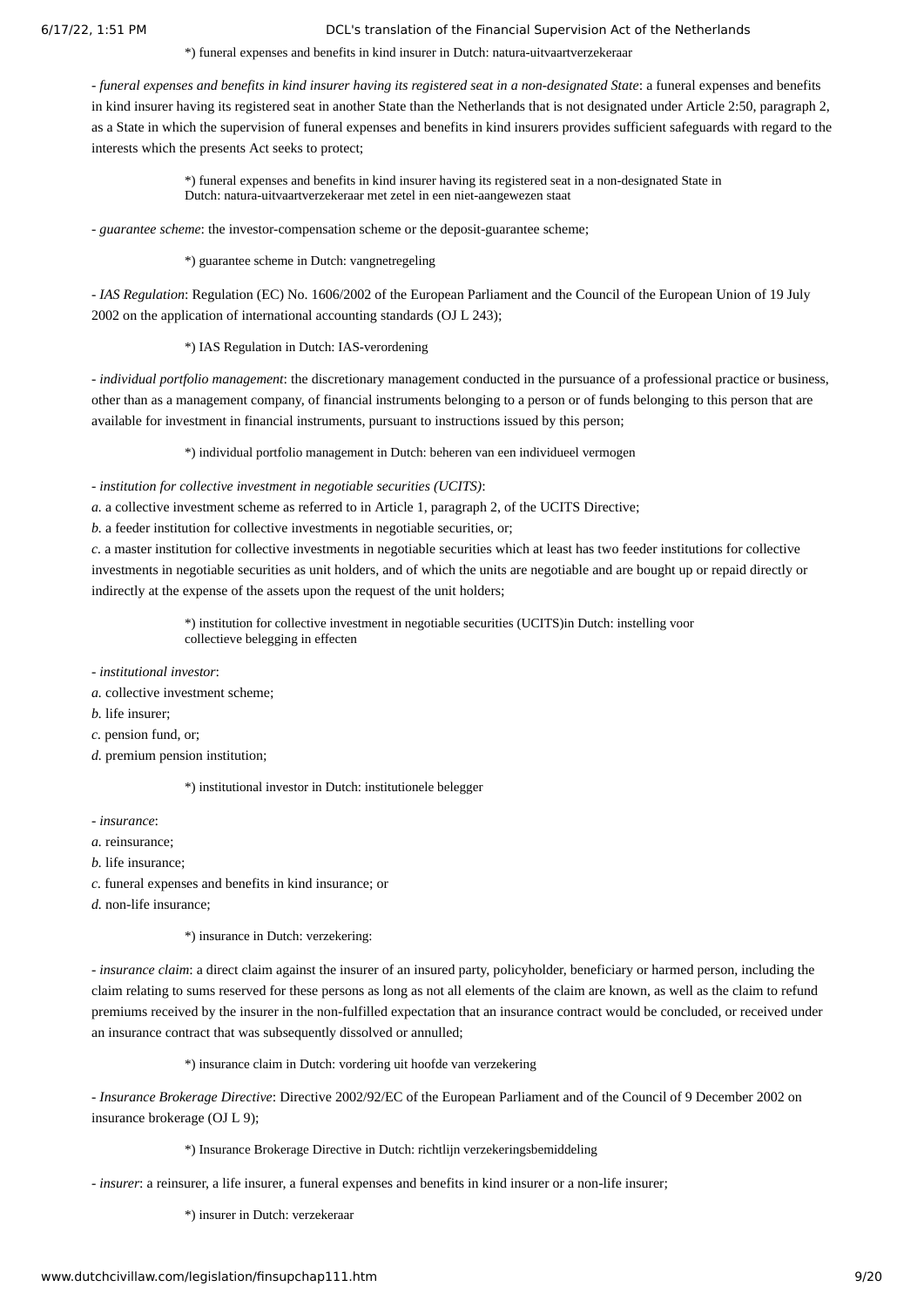*) funeral expenses and benefits in kind insurer in Dutch: natura-uitvaartverzekeraar

- *funeral expenses and benefits in kind insurer having its registered seat in a non-designated State*: a funeral expenses and benefits in kind insurer having its registered seat in another State than the Netherlands that is not designated under Article 2:50, paragraph 2, as a State in which the supervision of funeral expenses and benefits in kind insurers provides sufficient safeguards with regard to the interests which the presents Act seeks to protect;

*) funeral expenses and benefits in kind insurer having its registered seat in a non-designated State in Dutch: natura-uitvaartverzekeraar met zetel in een niet-aangewezen staat

- *guarantee scheme*: the investor-compensation scheme or the deposit-guarantee scheme;

*) guarantee scheme in Dutch: vangnetregeling

- *IAS Regulation*: Regulation (EC) No. 1606/2002 of the European Parliament and the Council of the European Union of 19 July 2002 on the application of international accounting standards (OJ L 243);

*) IAS Regulation in Dutch: IAS-verordening

- *individual portfolio management*: the discretionary management conducted in the pursuance of a professional practice or business, other than as a management company, of financial instruments belonging to a person or of funds belonging to this person that are available for investment in financial instruments, pursuant to instructions issued by this person;

*) individual portfolio management in Dutch: beheren van een individueel vermogen

- *institution for collective investment in negotiable securities (UCITS)*:
*a.* a collective investment scheme as referred to in Article 1, paragraph 2, of the UCITS Directive;
*b.* a feeder institution for collective investments in negotiable securities, or;
*c.* a master institution for collective investments in negotiable securities which at least has two feeder institutions for collective investments in negotiable securities as unit holders, and of which the units are negotiable and are bought up or repaid directly or indirectly at the expense of the assets upon the request of the unit holders;

*) institution for collective investment in negotiable securities (UCITS)in Dutch: instelling voor collectieve belegging in effecten

- *institutional investor*:
*a.* collective investment scheme;
*b.* life insurer;
*c.* pension fund, or;
*d.* premium pension institution;

*) institutional investor in Dutch: institutionele belegger

- *insurance*:
*a.* reinsurance;
*b.* life insurance;
*c.* funeral expenses and benefits in kind insurance; or
*d.* non-life insurance;

*) insurance in Dutch: verzekering:

- *insurance claim*: a direct claim against the insurer of an insured party, policyholder, beneficiary or harmed person, including the claim relating to sums reserved for these persons as long as not all elements of the claim are known, as well as the claim to refund premiums received by the insurer in the non-fulfilled expectation that an insurance contract would be concluded, or received under an insurance contract that was subsequently dissolved or annulled;

*) insurance claim in Dutch: vordering uit hoofde van verzekering

- *Insurance Brokerage Directive*: Directive 2002/92/EC of the European Parliament and of the Council of 9 December 2002 on insurance brokerage (OJ L 9);

*) Insurance Brokerage Directive in Dutch: richtlijn verzekeringsbemiddeling

- *insurer*: a reinsurer, a life insurer, a funeral expenses and benefits in kind insurer or a non-life insurer;

*) insurer in Dutch: verzekeraar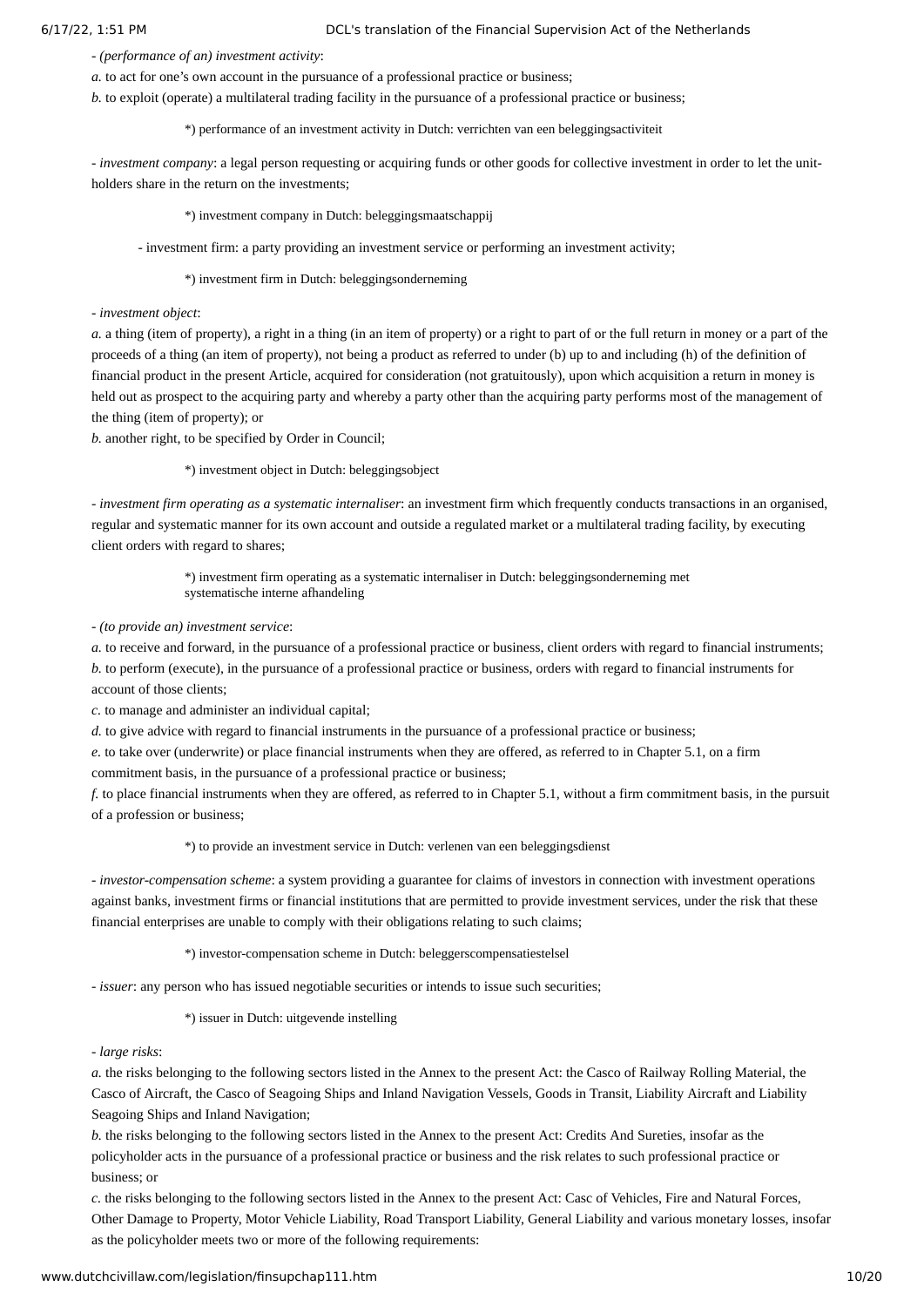- *(performance of an) investment activity*:
*a.* to act for one's own account in the pursuance of a professional practice or business;
*b.* to exploit (operate) a multilateral trading facility in the pursuance of a professional practice or business;

*) performance of an investment activity in Dutch: verrichten van een beleggingsactiviteit

- *investment company*: a legal person requesting or acquiring funds or other goods for collective investment in order to let the unit-holders share in the return on the investments;

*) investment company in Dutch: beleggingsmaatschappij

- investment firm: a party providing an investment service or performing an investment activity;

*) investment firm in Dutch: beleggingsonderneming

- *investment object*:
*a.* a thing (item of property), a right in a thing (in an item of property) or a right to part of or the full return in money or a part of the proceeds of a thing (an item of property), not being a product as referred to under (b) up to and including (h) of the definition of financial product in the present Article, acquired for consideration (not gratuitously), upon which acquisition a return in money is held out as prospect to the acquiring party and whereby a party other than the acquiring party performs most of the management of the thing (item of property); or
*b.* another right, to be specified by Order in Council;

*) investment object in Dutch: beleggingsobject

- *investment firm operating as a systematic internaliser*: an investment firm which frequently conducts transactions in an organised, regular and systematic manner for its own account and outside a regulated market or a multilateral trading facility, by executing client orders with regard to shares;

*) investment firm operating as a systematic internaliser in Dutch: beleggingsonderneming met systematische interne afhandeling

- *(to provide an) investment service*:
*a.* to receive and forward, in the pursuance of a professional practice or business, client orders with regard to financial instruments;
*b.* to perform (execute), in the pursuance of a professional practice or business, orders with regard to financial instruments for account of those clients;
*c.* to manage and administer an individual capital;
*d.* to give advice with regard to financial instruments in the pursuance of a professional practice or business;
*e.* to take over (underwrite) or place financial instruments when they are offered, as referred to in Chapter 5.1, on a firm commitment basis, in the pursuance of a professional practice or business;
*f.* to place financial instruments when they are offered, as referred to in Chapter 5.1, without a firm commitment basis, in the pursuit of a profession or business;

*) to provide an investment service in Dutch: verlenen van een beleggingsdienst

- *investor-compensation scheme*: a system providing a guarantee for claims of investors in connection with investment operations against banks, investment firms or financial institutions that are permitted to provide investment services, under the risk that these financial enterprises are unable to comply with their obligations relating to such claims;

*) investor-compensation scheme in Dutch: beleggerscompensatiestelsel

- *issuer*: any person who has issued negotiable securities or intends to issue such securities;

*) issuer in Dutch: uitgevende instelling

- *large risks*:
*a.* the risks belonging to the following sectors listed in the Annex to the present Act: the Casco of Railway Rolling Material, the Casco of Aircraft, the Casco of Seagoing Ships and Inland Navigation Vessels, Goods in Transit, Liability Aircraft and Liability Seagoing Ships and Inland Navigation;
*b.* the risks belonging to the following sectors listed in the Annex to the present Act: Credits And Sureties, insofar as the policyholder acts in the pursuance of a professional practice or business and the risk relates to such professional practice or business; or
*c.* the risks belonging to the following sectors listed in the Annex to the present Act: Casc of Vehicles, Fire and Natural Forces, Other Damage to Property, Motor Vehicle Liability, Road Transport Liability, General Liability and various monetary losses, insofar as the policyholder meets two or more of the following requirements: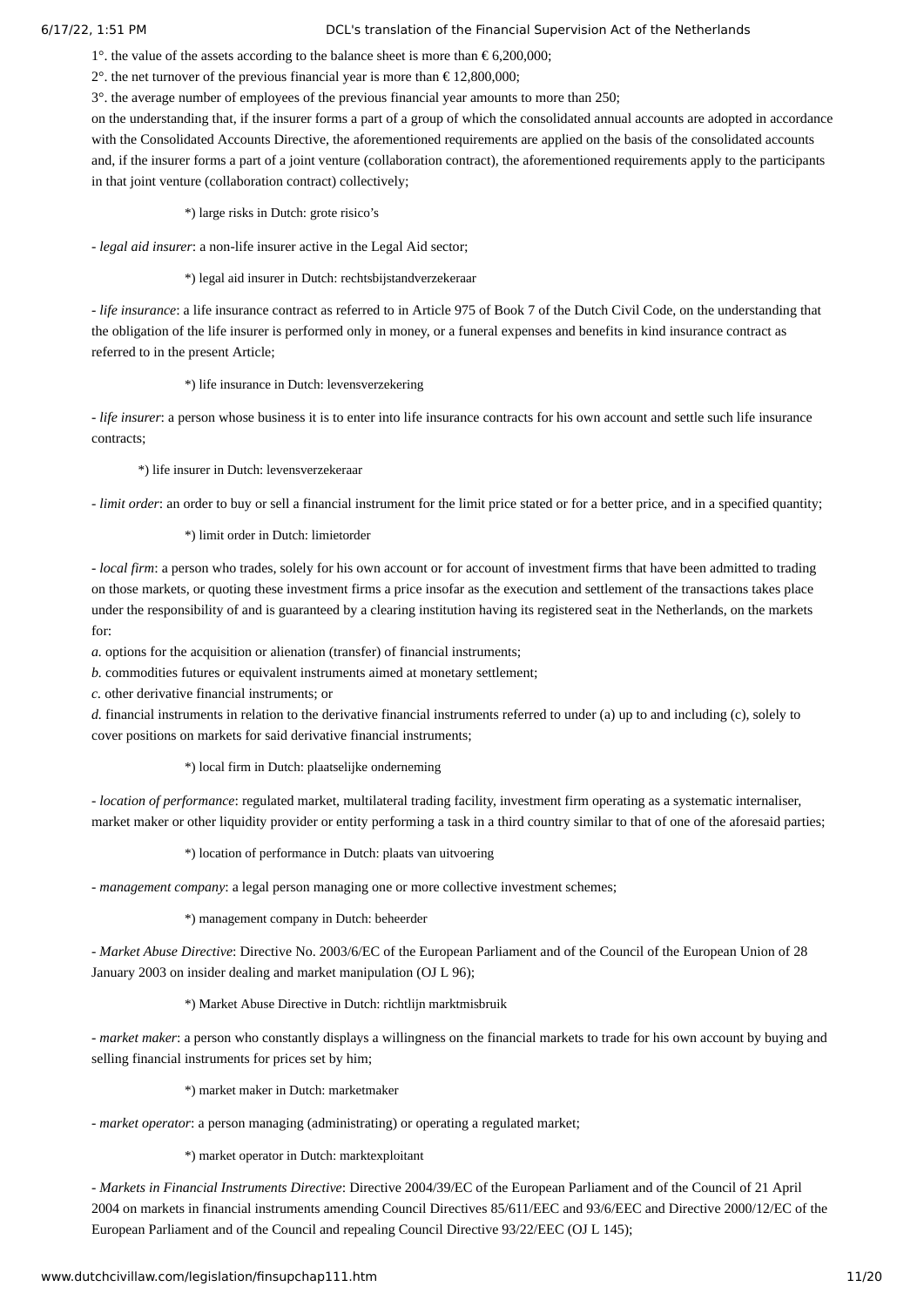1°. the value of the assets according to the balance sheet is more than € 6,200,000;

2°. the net turnover of the previous financial year is more than € 12,800,000;

3°. the average number of employees of the previous financial year amounts to more than 250;

on the understanding that, if the insurer forms a part of a group of which the consolidated annual accounts are adopted in accordance with the Consolidated Accounts Directive, the aforementioned requirements are applied on the basis of the consolidated accounts and, if the insurer forms a part of a joint venture (collaboration contract), the aforementioned requirements apply to the participants in that joint venture (collaboration contract) collectively;

*) large risks in Dutch: grote risico's

- *legal aid insurer*: a non-life insurer active in the Legal Aid sector;

*) legal aid insurer in Dutch: rechtsbijstandverzekeraar

- *life insurance*: a life insurance contract as referred to in Article 975 of Book 7 of the Dutch Civil Code, on the understanding that the obligation of the life insurer is performed only in money, or a funeral expenses and benefits in kind insurance contract as referred to in the present Article;

*) life insurance in Dutch: levensverzekering

- *life insurer*: a person whose business it is to enter into life insurance contracts for his own account and settle such life insurance contracts;

*) life insurer in Dutch: levensverzekeraar

- *limit order*: an order to buy or sell a financial instrument for the limit price stated or for a better price, and in a specified quantity;

*) limit order in Dutch: limietorder

- *local firm*: a person who trades, solely for his own account or for account of investment firms that have been admitted to trading on those markets, or quoting these investment firms a price insofar as the execution and settlement of the transactions takes place under the responsibility of and is guaranteed by a clearing institution having its registered seat in the Netherlands, on the markets for:

*a.* options for the acquisition or alienation (transfer) of financial instruments;

*b.* commodities futures or equivalent instruments aimed at monetary settlement;

*c.* other derivative financial instruments; or

*d.* financial instruments in relation to the derivative financial instruments referred to under (a) up to and including (c), solely to cover positions on markets for said derivative financial instruments;

*) local firm in Dutch: plaatselijke onderneming

- *location of performance*: regulated market, multilateral trading facility, investment firm operating as a systematic internaliser, market maker or other liquidity provider or entity performing a task in a third country similar to that of one of the aforesaid parties;

*) location of performance in Dutch: plaats van uitvoering

- *management company*: a legal person managing one or more collective investment schemes;

*) management company in Dutch: beheerder

- *Market Abuse Directive*: Directive No. 2003/6/EC of the European Parliament and of the Council of the European Union of 28 January 2003 on insider dealing and market manipulation (OJ L 96);

*) Market Abuse Directive in Dutch: richtlijn marktmisbruik

- *market maker*: a person who constantly displays a willingness on the financial markets to trade for his own account by buying and selling financial instruments for prices set by him;

*) market maker in Dutch: marketmaker

- *market operator*: a person managing (administrating) or operating a regulated market;

*) market operator in Dutch: marktexploitant

- *Markets in Financial Instruments Directive*: Directive 2004/39/EC of the European Parliament and of the Council of 21 April 2004 on markets in financial instruments amending Council Directives 85/611/EEC and 93/6/EEC and Directive 2000/12/EC of the European Parliament and of the Council and repealing Council Directive 93/22/EEC (OJ L 145);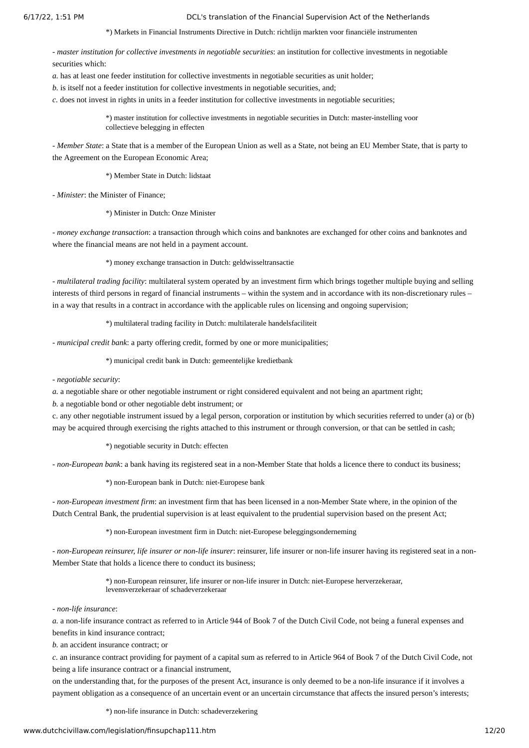*) Markets in Financial Instruments Directive in Dutch: richtlijn markten voor financiële instrumenten

- *master institution for collective investments in negotiable securities*: an institution for collective investments in negotiable securities which:

*a.* has at least one feeder institution for collective investments in negotiable securities as unit holder;

*b.* is itself not a feeder institution for collective investments in negotiable securities, and;

*c.* does not invest in rights in units in a feeder institution for collective investments in negotiable securities;

*) master institution for collective investments in negotiable securities in Dutch: master-instelling voor collectieve belegging in effecten

- *Member State*: a State that is a member of the European Union as well as a State, not being an EU Member State, that is party to the Agreement on the European Economic Area;

*) Member State in Dutch: lidstaat

- *Minister*: the Minister of Finance;

*) Minister in Dutch: Onze Minister

- *money exchange transaction*: a transaction through which coins and banknotes are exchanged for other coins and banknotes and where the financial means are not held in a payment account.

*) money exchange transaction in Dutch: geldwisseltransactie

- *multilateral trading facility*: multilateral system operated by an investment firm which brings together multiple buying and selling interests of third persons in regard of financial instruments – within the system and in accordance with its non-discretionary rules – in a way that results in a contract in accordance with the applicable rules on licensing and ongoing supervision;

*) multilateral trading facility in Dutch: multilaterale handelsfaciliteit

- *municipal credit bank*: a party offering credit, formed by one or more municipalities;

*) municipal credit bank in Dutch: gemeentelijke kredietbank

- *negotiable security*:

*a.* a negotiable share or other negotiable instrument or right considered equivalent and not being an apartment right;

*b.* a negotiable bond or other negotiable debt instrument; or

c. any other negotiable instrument issued by a legal person, corporation or institution by which securities referred to under (a) or (b) may be acquired through exercising the rights attached to this instrument or through conversion, or that can be settled in cash;

*) negotiable security in Dutch: effecten

- *non-European bank*: a bank having its registered seat in a non-Member State that holds a licence there to conduct its business;

*) non-European bank in Dutch: niet-Europese bank

- *non-European investment firm*: an investment firm that has been licensed in a non-Member State where, in the opinion of the Dutch Central Bank, the prudential supervision is at least equivalent to the prudential supervision based on the present Act;

*) non-European investment firm in Dutch: niet-Europese beleggingsonderneming

- *non-European reinsurer, life insurer or non-life insurer*: reinsurer, life insurer or non-life insurer having its registered seat in a non-Member State that holds a licence there to conduct its business;

*) non-European reinsurer, life insurer or non-life insurer in Dutch: niet-Europese herverzekeraar, levensverzekeraar of schadeverzekeraar

- *non-life insurance*:

*a.* a non-life insurance contract as referred to in Article 944 of Book 7 of the Dutch Civil Code, not being a funeral expenses and benefits in kind insurance contract;

*b.* an accident insurance contract; or

*c.* an insurance contract providing for payment of a capital sum as referred to in Article 964 of Book 7 of the Dutch Civil Code, not being a life insurance contract or a financial instrument,

on the understanding that, for the purposes of the present Act, insurance is only deemed to be a non-life insurance if it involves a payment obligation as a consequence of an uncertain event or an uncertain circumstance that affects the insured person's interests;

*) non-life insurance in Dutch: schadeverzekering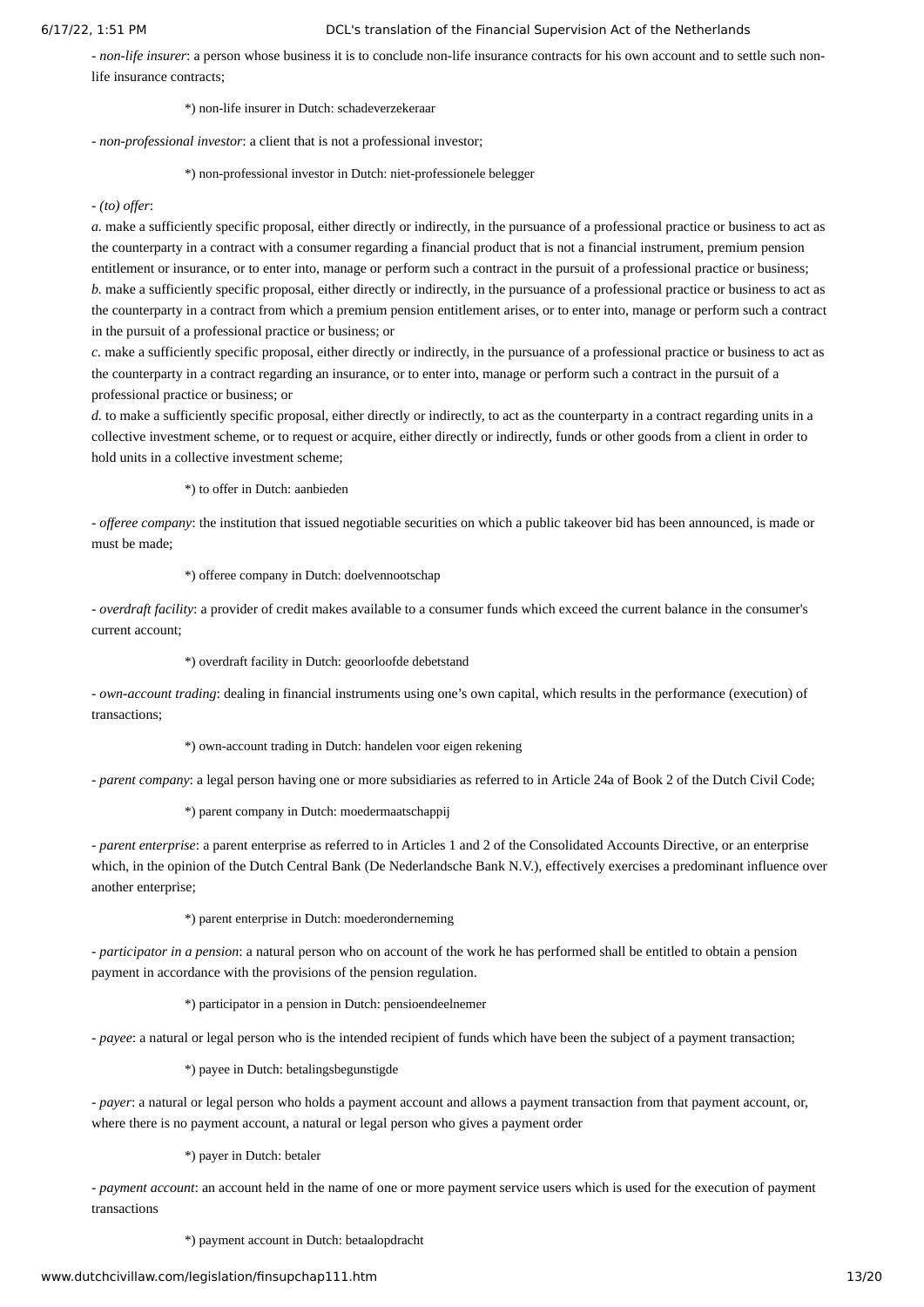- *non-life insurer*: a person whose business it is to conclude non-life insurance contracts for his own account and to settle such non-life insurance contracts;

*) non-life insurer in Dutch: schadeverzekeraar

- *non-professional investor*: a client that is not a professional investor;

*) non-professional investor in Dutch: niet-professionele belegger

- *(to) offer*:

*a.* make a sufficiently specific proposal, either directly or indirectly, in the pursuance of a professional practice or business to act as the counterparty in a contract with a consumer regarding a financial product that is not a financial instrument, premium pension entitlement or insurance, or to enter into, manage or perform such a contract in the pursuit of a professional practice or business;

*b.* make a sufficiently specific proposal, either directly or indirectly, in the pursuance of a professional practice or business to act as the counterparty in a contract from which a premium pension entitlement arises, or to enter into, manage or perform such a contract in the pursuit of a professional practice or business; or

*c.* make a sufficiently specific proposal, either directly or indirectly, in the pursuance of a professional practice or business to act as the counterparty in a contract regarding an insurance, or to enter into, manage or perform such a contract in the pursuit of a professional practice or business; or

*d.* to make a sufficiently specific proposal, either directly or indirectly, to act as the counterparty in a contract regarding units in a collective investment scheme, or to request or acquire, either directly or indirectly, funds or other goods from a client in order to hold units in a collective investment scheme;

*) to offer in Dutch: aanbieden

- *offeree company*: the institution that issued negotiable securities on which a public takeover bid has been announced, is made or must be made;

*) offeree company in Dutch: doelvennootschap

- *overdraft facility*: a provider of credit makes available to a consumer funds which exceed the current balance in the consumer's current account;

*) overdraft facility in Dutch: geoorloofde debetstand

- *own-account trading*: dealing in financial instruments using one’s own capital, which results in the performance (execution) of transactions;

*) own-account trading in Dutch: handelen voor eigen rekening

- *parent company*: a legal person having one or more subsidiaries as referred to in Article 24a of Book 2 of the Dutch Civil Code;

*) parent company in Dutch: moedermaatschappij

- *parent enterprise*: a parent enterprise as referred to in Articles 1 and 2 of the Consolidated Accounts Directive, or an enterprise which, in the opinion of the Dutch Central Bank (De Nederlandsche Bank N.V.), effectively exercises a predominant influence over another enterprise;

*) parent enterprise in Dutch: moederonderneming

- *participator in a pension*: a natural person who on account of the work he has performed shall be entitled to obtain a pension payment in accordance with the provisions of the pension regulation.

*) participator in a pension in Dutch: pensioendeelnemer

- *payee*: a natural or legal person who is the intended recipient of funds which have been the subject of a payment transaction;

*) payee in Dutch: betalingsbegunstigde

- *payer*: a natural or legal person who holds a payment account and allows a payment transaction from that payment account, or, where there is no payment account, a natural or legal person who gives a payment order

*) payer in Dutch: betaler

- *payment account*: an account held in the name of one or more payment service users which is used for the execution of payment transactions

*) payment account in Dutch: betaalopdracht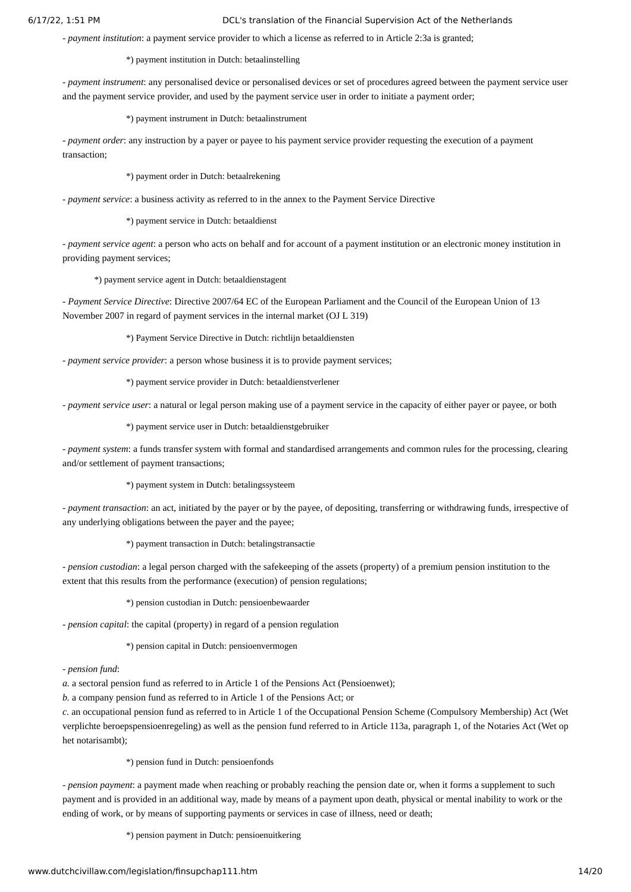- *payment institution*: a payment service provider to which a license as referred to in Article 2:3a is granted;

*) payment institution in Dutch: betaalinstelling

- *payment instrument*: any personalised device or personalised devices or set of procedures agreed between the payment service user and the payment service provider, and used by the payment service user in order to initiate a payment order;

*) payment instrument in Dutch: betaalinstrument

- *payment order*: any instruction by a payer or payee to his payment service provider requesting the execution of a payment transaction;

*) payment order in Dutch: betaalrekening

- *payment service*: a business activity as referred to in the annex to the Payment Service Directive

*) payment service in Dutch: betaaldienst

- *payment service agent*: a person who acts on behalf and for account of a payment institution or an electronic money institution in providing payment services;

*) payment service agent in Dutch: betaaldienstagent

- *Payment Service Directive*: Directive 2007/64 EC of the European Parliament and the Council of the European Union of 13 November 2007 in regard of payment services in the internal market (OJ L 319)

*) Payment Service Directive in Dutch: richtlijn betaaldiensten

- *payment service provider*: a person whose business it is to provide payment services;

*) payment service provider in Dutch: betaaldienstverlener

- *payment service user*: a natural or legal person making use of a payment service in the capacity of either payer or payee, or both

*) payment service user in Dutch: betaaldienstgebruiker

- *payment system*: a funds transfer system with formal and standardised arrangements and common rules for the processing, clearing and/or settlement of payment transactions;

*) payment system in Dutch: betalingssysteem

- *payment transaction*: an act, initiated by the payer or by the payee, of depositing, transferring or withdrawing funds, irrespective of any underlying obligations between the payer and the payee;

*) payment transaction in Dutch: betalingstransactie

- *pension custodian*: a legal person charged with the safekeeping of the assets (property) of a premium pension institution to the extent that this results from the performance (execution) of pension regulations;

*) pension custodian in Dutch: pensioenbewaarder

- *pension capital*: the capital (property) in regard of a pension regulation

*) pension capital in Dutch: pensioenvermogen

- *pension fund*:

*a.* a sectoral pension fund as referred to in Article 1 of the Pensions Act (Pensioenwet);

*b.* a company pension fund as referred to in Article 1 of the Pensions Act; or

*c.* an occupational pension fund as referred to in Article 1 of the Occupational Pension Scheme (Compulsory Membership) Act (Wet verplichte beroepspensioenregeling) as well as the pension fund referred to in Article 113a, paragraph 1, of the Notaries Act (Wet op het notarisambt);

*) pension fund in Dutch: pensioenfonds

- *pension payment*: a payment made when reaching or probably reaching the pension date or, when it forms a supplement to such payment and is provided in an additional way, made by means of a payment upon death, physical or mental inability to work or the ending of work, or by means of supporting payments or services in case of illness, need or death;

*) pension payment in Dutch: pensioenuitkering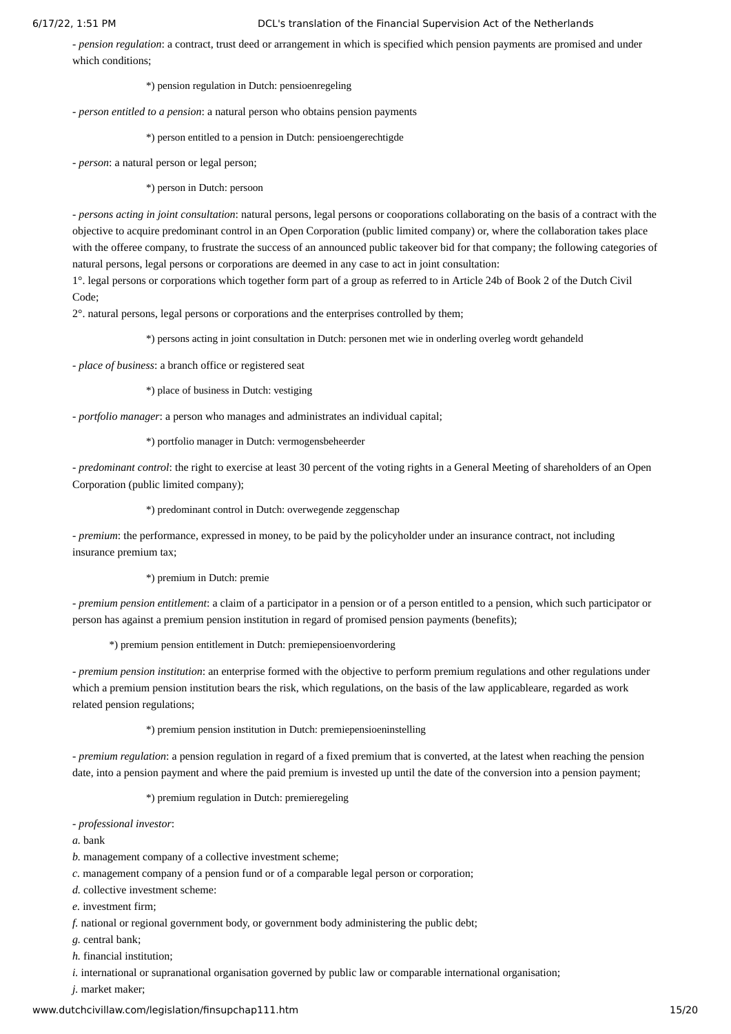- *pension regulation*: a contract, trust deed or arrangement in which is specified which pension payments are promised and under which conditions;

*) pension regulation in Dutch: pensioenregeling

- *person entitled to a pension*: a natural person who obtains pension payments

*) person entitled to a pension in Dutch: pensioengerechtigde

- *person*: a natural person or legal person;

*) person in Dutch: persoon

- *persons acting in joint consultation*: natural persons, legal persons or cooporations collaborating on the basis of a contract with the objective to acquire predominant control in an Open Corporation (public limited company) or, where the collaboration takes place with the offeree company, to frustrate the success of an announced public takeover bid for that company; the following categories of natural persons, legal persons or corporations are deemed in any case to act in joint consultation:
1°. legal persons or corporations which together form part of a group as referred to in Article 24b of Book 2 of the Dutch Civil Code;
2°. natural persons, legal persons or corporations and the enterprises controlled by them;

*) persons acting in joint consultation in Dutch: personen met wie in onderling overleg wordt gehandeld

- *place of business*: a branch office or registered seat

*) place of business in Dutch: vestiging

- *portfolio manager*: a person who manages and administrates an individual capital;

*) portfolio manager in Dutch: vermogensbeheerder

- *predominant control*: the right to exercise at least 30 percent of the voting rights in a General Meeting of shareholders of an Open Corporation (public limited company);

*) predominant control in Dutch: overwegende zeggenschap

- *premium*: the performance, expressed in money, to be paid by the policyholder under an insurance contract, not including insurance premium tax;

*) premium in Dutch: premie

- *premium pension entitlement*: a claim of a participator in a pension or of a person entitled to a pension, which such participator or person has against a premium pension institution in regard of promised pension payments (benefits);

*) premium pension entitlement in Dutch: premiepensioenvordering

- *premium pension institution*: an enterprise formed with the objective to perform premium regulations and other regulations under which a premium pension institution bears the risk, which regulations, on the basis of the law applicableare, regarded as work related pension regulations;

*) premium pension institution in Dutch: premiepensioeninstelling

- *premium regulation*: a pension regulation in regard of a fixed premium that is converted, at the latest when reaching the pension date, into a pension payment and where the paid premium is invested up until the date of the conversion into a pension payment;

*) premium regulation in Dutch: premieregeling

- *professional investor*:
*a.* bank
*b.* management company of a collective investment scheme;
*c.* management company of a pension fund or of a comparable legal person or corporation;
*d.* collective investment scheme:
*e.* investment firm;
*f.* national or regional government body, or government body administering the public debt;
*g.* central bank;
*h.* financial institution;
*i.* international or supranational organisation governed by public law or comparable international organisation;
*j.* market maker;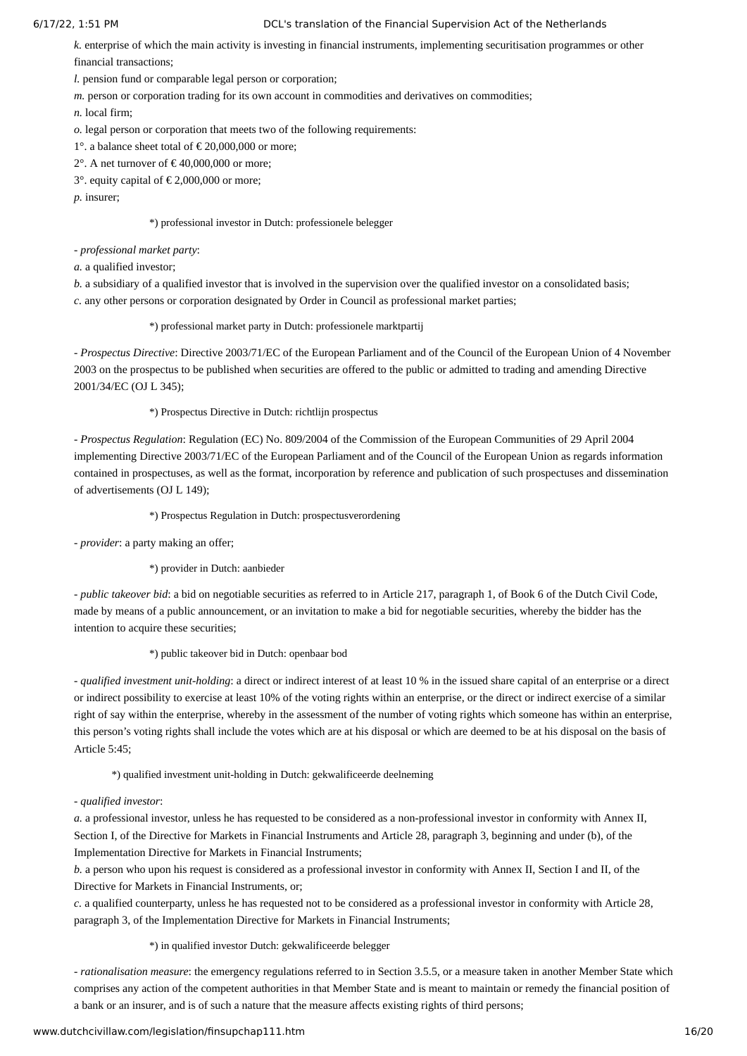*k.* enterprise of which the main activity is investing in financial instruments, implementing securitisation programmes or other financial transactions;

*l.* pension fund or comparable legal person or corporation;

*m.* person or corporation trading for its own account in commodities and derivatives on commodities;

*n.* local firm;

*o.* legal person or corporation that meets two of the following requirements:

1°. a balance sheet total of € 20,000,000 or more;

2°. A net turnover of € 40,000,000 or more;

3°. equity capital of € 2,000,000 or more;

*p.* insurer;

*) professional investor in Dutch: professionele belegger

- *professional market party*:

*a.* a qualified investor;

*b.* a subsidiary of a qualified investor that is involved in the supervision over the qualified investor on a consolidated basis;

*c.* any other persons or corporation designated by Order in Council as professional market parties;

*) professional market party in Dutch: professionele marktpartij

- *Prospectus Directive*: Directive 2003/71/EC of the European Parliament and of the Council of the European Union of 4 November 2003 on the prospectus to be published when securities are offered to the public or admitted to trading and amending Directive 2001/34/EC (OJ L 345);

*) Prospectus Directive in Dutch: richtlijn prospectus

- *Prospectus Regulation*: Regulation (EC) No. 809/2004 of the Commission of the European Communities of 29 April 2004 implementing Directive 2003/71/EC of the European Parliament and of the Council of the European Union as regards information contained in prospectuses, as well as the format, incorporation by reference and publication of such prospectuses and dissemination of advertisements (OJ L 149);

*) Prospectus Regulation in Dutch: prospectusverordening

- *provider*: a party making an offer;

*) provider in Dutch: aanbieder

- *public takeover bid*: a bid on negotiable securities as referred to in Article 217, paragraph 1, of Book 6 of the Dutch Civil Code, made by means of a public announcement, or an invitation to make a bid for negotiable securities, whereby the bidder has the intention to acquire these securities;

*) public takeover bid in Dutch: openbaar bod

- *qualified investment unit-holding*: a direct or indirect interest of at least 10 % in the issued share capital of an enterprise or a direct or indirect possibility to exercise at least 10% of the voting rights within an enterprise, or the direct or indirect exercise of a similar right of say within the enterprise, whereby in the assessment of the number of voting rights which someone has within an enterprise, this person's voting rights shall include the votes which are at his disposal or which are deemed to be at his disposal on the basis of Article 5:45;

*) qualified investment unit-holding in Dutch: gekwalificeerde deelneming

- *qualified investor*:

*a.* a professional investor, unless he has requested to be considered as a non-professional investor in conformity with Annex II, Section I, of the Directive for Markets in Financial Instruments and Article 28, paragraph 3, beginning and under (b), of the Implementation Directive for Markets in Financial Instruments;

*b.* a person who upon his request is considered as a professional investor in conformity with Annex II, Section I and II, of the Directive for Markets in Financial Instruments, or;

*c.* a qualified counterparty, unless he has requested not to be considered as a professional investor in conformity with Article 28, paragraph 3, of the Implementation Directive for Markets in Financial Instruments;

*) in qualified investor Dutch: gekwalificeerde belegger

- *rationalisation measure*: the emergency regulations referred to in Section 3.5.5, or a measure taken in another Member State which comprises any action of the competent authorities in that Member State and is meant to maintain or remedy the financial position of a bank or an insurer, and is of such a nature that the measure affects existing rights of third persons;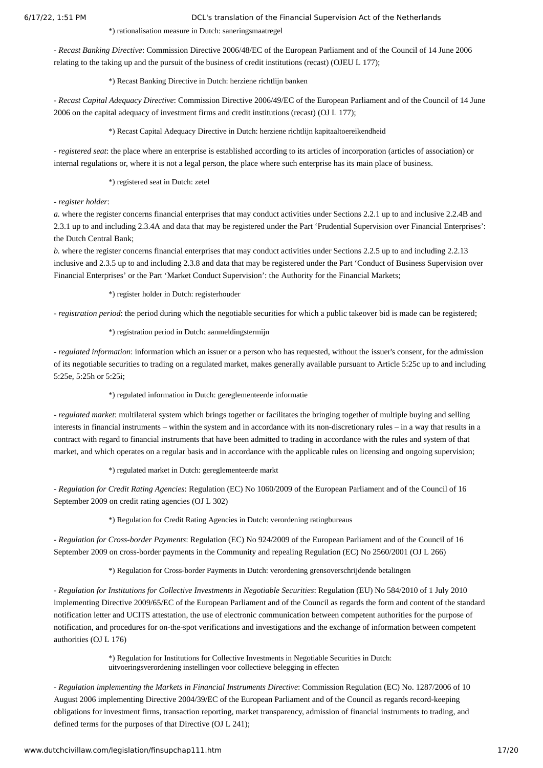*) rationalisation measure in Dutch: saneringsmaatregel

- *Recast Banking Directive*: Commission Directive 2006/48/EC of the European Parliament and of the Council of 14 June 2006 relating to the taking up and the pursuit of the business of credit institutions (recast) (OJEU L 177);

*) Recast Banking Directive in Dutch: herziene richtlijn banken

- *Recast Capital Adequacy Directive*: Commission Directive 2006/49/EC of the European Parliament and of the Council of 14 June 2006 on the capital adequacy of investment firms and credit institutions (recast) (OJ L 177);

*) Recast Capital Adequacy Directive in Dutch: herziene richtlijn kapitaaltoereikendheid

- *registered seat*: the place where an enterprise is established according to its articles of incorporation (articles of association) or internal regulations or, where it is not a legal person, the place where such enterprise has its main place of business.

*) registered seat in Dutch: zetel

- *register holder*:
*a.* where the register concerns financial enterprises that may conduct activities under Sections 2.2.1 up to and inclusive 2.2.4B and 2.3.1 up to and including 2.3.4A and data that may be registered under the Part 'Prudential Supervision over Financial Enterprises': the Dutch Central Bank;
*b.* where the register concerns financial enterprises that may conduct activities under Sections 2.2.5 up to and including 2.2.13 inclusive and 2.3.5 up to and including 2.3.8 and data that may be registered under the Part 'Conduct of Business Supervision over Financial Enterprises' or the Part 'Market Conduct Supervision': the Authority for the Financial Markets;

*) register holder in Dutch: registerhouder

- *registration period*: the period during which the negotiable securities for which a public takeover bid is made can be registered;

*) registration period in Dutch: aanmeldingstermijn

- *regulated information*: information which an issuer or a person who has requested, without the issuer's consent, for the admission of its negotiable securities to trading on a regulated market, makes generally available pursuant to Article 5:25c up to and including 5:25e, 5:25h or 5:25i;

*) regulated information in Dutch: gereglementeerde informatie

- *regulated market*: multilateral system which brings together or facilitates the bringing together of multiple buying and selling interests in financial instruments – within the system and in accordance with its non-discretionary rules – in a way that results in a contract with regard to financial instruments that have been admitted to trading in accordance with the rules and system of that market, and which operates on a regular basis and in accordance with the applicable rules on licensing and ongoing supervision;

*) regulated market in Dutch: gereglementeerde markt

- *Regulation for Credit Rating Agencies*: Regulation (EC) No 1060/2009 of the European Parliament and of the Council of 16 September 2009 on credit rating agencies (OJ L 302)

*) Regulation for Credit Rating Agencies in Dutch: verordening ratingbureaus

- *Regulation for Cross-border Payments*: Regulation (EC) No 924/2009 of the European Parliament and of the Council of 16 September 2009 on cross-border payments in the Community and repealing Regulation (EC) No 2560/2001 (OJ L 266)

*) Regulation for Cross-border Payments in Dutch: verordening grensoverschrijdende betalingen

- *Regulation for Institutions for Collective Investments in Negotiable Securities*: Regulation (EU) No 584/2010 of 1 July 2010 implementing Directive 2009/65/EC of the European Parliament and of the Council as regards the form and content of the standard notification letter and UCITS attestation, the use of electronic communication between competent authorities for the purpose of notification, and procedures for on-the-spot verifications and investigations and the exchange of information between competent authorities (OJ L 176)

*) Regulation for Institutions for Collective Investments in Negotiable Securities in Dutch: uitvoeringsverordening instellingen voor collectieve belegging in effecten

- *Regulation implementing the Markets in Financial Instruments Directive*: Commission Regulation (EC) No. 1287/2006 of 10 August 2006 implementing Directive 2004/39/EC of the European Parliament and of the Council as regards record-keeping obligations for investment firms, transaction reporting, market transparency, admission of financial instruments to trading, and defined terms for the purposes of that Directive (OJ L 241);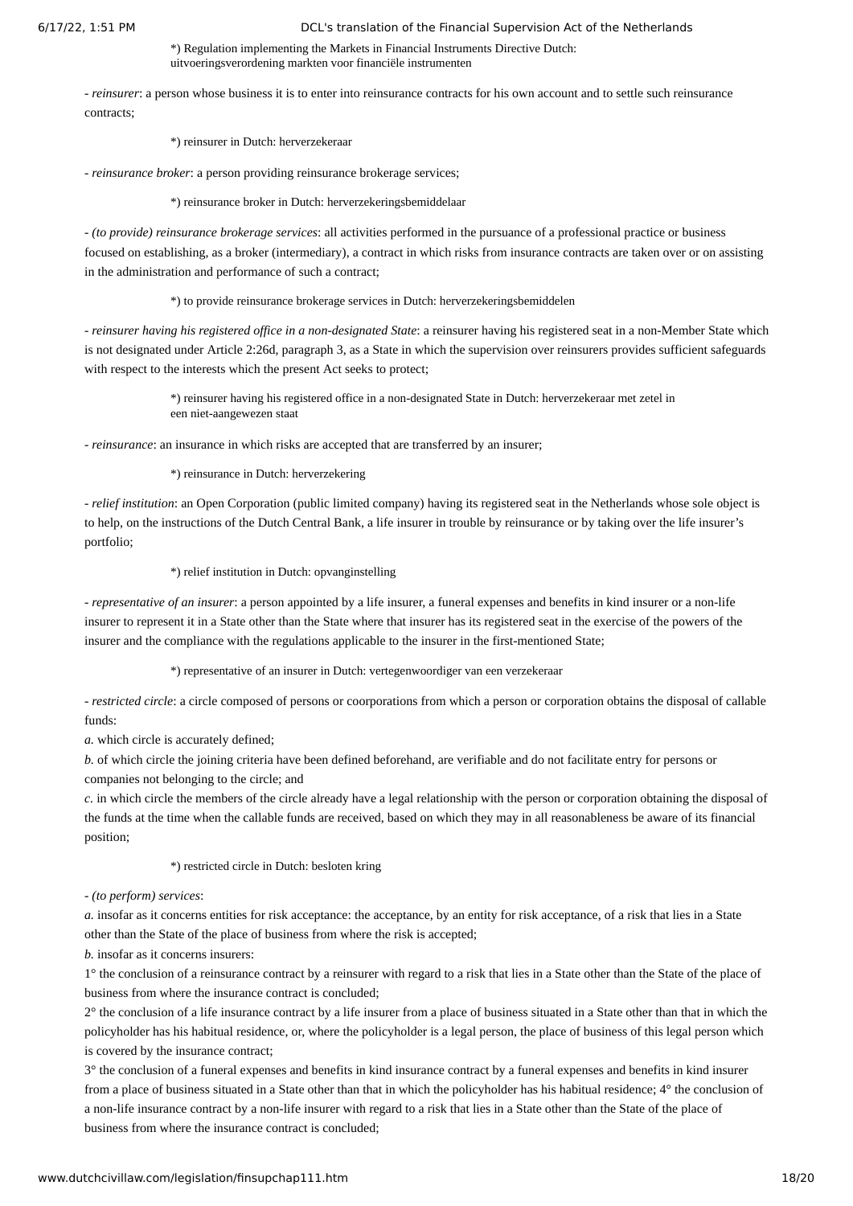*) Regulation implementing the Markets in Financial Instruments Directive Dutch: uitvoeringsverordening markten voor financiële instrumenten

- *reinsurer*: a person whose business it is to enter into reinsurance contracts for his own account and to settle such reinsurance contracts;

*) reinsurer in Dutch: herverzekeraar

- *reinsurance broker*: a person providing reinsurance brokerage services;

*) reinsurance broker in Dutch: herverzekeringsbemiddelaar

- *(to provide) reinsurance brokerage services*: all activities performed in the pursuance of a professional practice or business focused on establishing, as a broker (intermediary), a contract in which risks from insurance contracts are taken over or on assisting in the administration and performance of such a contract;

*) to provide reinsurance brokerage services in Dutch: herverzekeringsbemiddelen

- *reinsurer having his registered office in a non-designated State*: a reinsurer having his registered seat in a non-Member State which is not designated under Article 2:26d, paragraph 3, as a State in which the supervision over reinsurers provides sufficient safeguards with respect to the interests which the present Act seeks to protect;

*) reinsurer having his registered office in a non-designated State in Dutch: herverzekeraar met zetel in een niet-aangewezen staat

- *reinsurance*: an insurance in which risks are accepted that are transferred by an insurer;

*) reinsurance in Dutch: herverzekering

- *relief institution*: an Open Corporation (public limited company) having its registered seat in the Netherlands whose sole object is to help, on the instructions of the Dutch Central Bank, a life insurer in trouble by reinsurance or by taking over the life insurer's portfolio;

*) relief institution in Dutch: opvanginstelling

- *representative of an insurer*: a person appointed by a life insurer, a funeral expenses and benefits in kind insurer or a non-life insurer to represent it in a State other than the State where that insurer has its registered seat in the exercise of the powers of the insurer and the compliance with the regulations applicable to the insurer in the first-mentioned State;

*) representative of an insurer in Dutch: vertegenwoordiger van een verzekeraar

- *restricted circle*: a circle composed of persons or coorporations from which a person or corporation obtains the disposal of callable funds:

*a.* which circle is accurately defined;

*b.* of which circle the joining criteria have been defined beforehand, are verifiable and do not facilitate entry for persons or companies not belonging to the circle; and

*c.* in which circle the members of the circle already have a legal relationship with the person or corporation obtaining the disposal of the funds at the time when the callable funds are received, based on which they may in all reasonableness be aware of its financial position;

*) restricted circle in Dutch: besloten kring

- *(to perform) services*:

*a.* insofar as it concerns entities for risk acceptance: the acceptance, by an entity for risk acceptance, of a risk that lies in a State other than the State of the place of business from where the risk is accepted;

*b.* insofar as it concerns insurers:

1° the conclusion of a reinsurance contract by a reinsurer with regard to a risk that lies in a State other than the State of the place of business from where the insurance contract is concluded;

2° the conclusion of a life insurance contract by a life insurer from a place of business situated in a State other than that in which the policyholder has his habitual residence, or, where the policyholder is a legal person, the place of business of this legal person which is covered by the insurance contract;

3° the conclusion of a funeral expenses and benefits in kind insurance contract by a funeral expenses and benefits in kind insurer from a place of business situated in a State other than that in which the policyholder has his habitual residence; 4° the conclusion of a non-life insurance contract by a non-life insurer with regard to a risk that lies in a State other than the State of the place of business from where the insurance contract is concluded;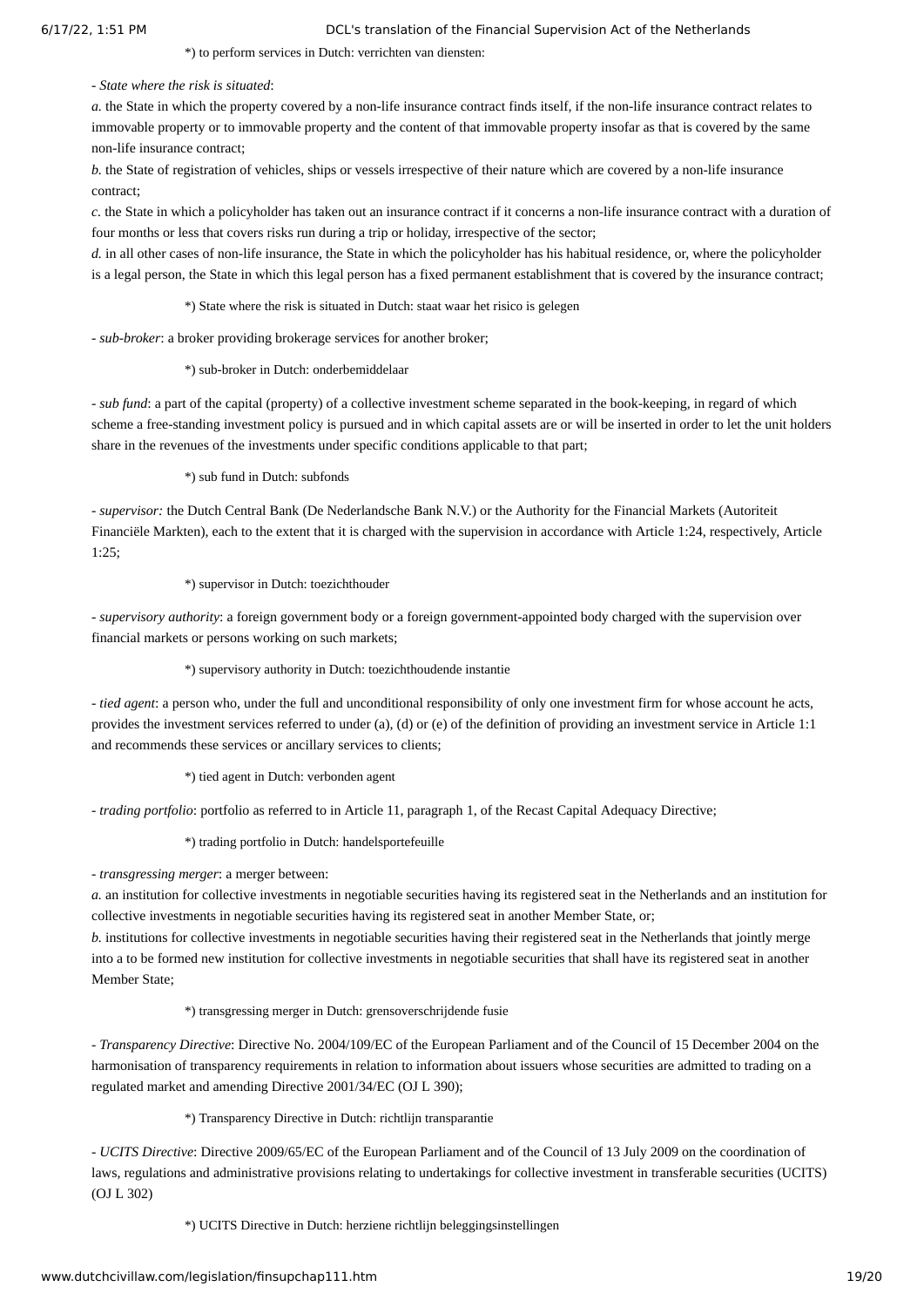*) to perform services in Dutch: verrichten van diensten:

- *State where the risk is situated*:

*a.* the State in which the property covered by a non-life insurance contract finds itself, if the non-life insurance contract relates to immovable property or to immovable property and the content of that immovable property insofar as that is covered by the same non-life insurance contract;

*b.* the State of registration of vehicles, ships or vessels irrespective of their nature which are covered by a non-life insurance contract;

*c.* the State in which a policyholder has taken out an insurance contract if it concerns a non-life insurance contract with a duration of four months or less that covers risks run during a trip or holiday, irrespective of the sector;

*d.* in all other cases of non-life insurance, the State in which the policyholder has his habitual residence, or, where the policyholder is a legal person, the State in which this legal person has a fixed permanent establishment that is covered by the insurance contract;

*) State where the risk is situated in Dutch: staat waar het risico is gelegen

- *sub-broker*: a broker providing brokerage services for another broker;

*) sub-broker in Dutch: onderbemiddelaar

- *sub fund*: a part of the capital (property) of a collective investment scheme separated in the book-keeping, in regard of which scheme a free-standing investment policy is pursued and in which capital assets are or will be inserted in order to let the unit holders share in the revenues of the investments under specific conditions applicable to that part;

*) sub fund in Dutch: subfonds

- *supervisor:* the Dutch Central Bank (De Nederlandsche Bank N.V.) or the Authority for the Financial Markets (Autoriteit Financiële Markten), each to the extent that it is charged with the supervision in accordance with Article 1:24, respectively, Article 1:25;

*) supervisor in Dutch: toezichthouder

- *supervisory authority*: a foreign government body or a foreign government-appointed body charged with the supervision over financial markets or persons working on such markets;

*) supervisory authority in Dutch: toezichthoudende instantie

- *tied agent*: a person who, under the full and unconditional responsibility of only one investment firm for whose account he acts, provides the investment services referred to under (a), (d) or (e) of the definition of providing an investment service in Article 1:1 and recommends these services or ancillary services to clients;

*) tied agent in Dutch: verbonden agent

- *trading portfolio*: portfolio as referred to in Article 11, paragraph 1, of the Recast Capital Adequacy Directive;

*) trading portfolio in Dutch: handelsportefeuille

- *transgressing merger*: a merger between:

*a.* an institution for collective investments in negotiable securities having its registered seat in the Netherlands and an institution for collective investments in negotiable securities having its registered seat in another Member State, or;

*b.* institutions for collective investments in negotiable securities having their registered seat in the Netherlands that jointly merge into a to be formed new institution for collective investments in negotiable securities that shall have its registered seat in another Member State;

*) transgressing merger in Dutch: grensoverschrijdende fusie

- *Transparency Directive*: Directive No. 2004/109/EC of the European Parliament and of the Council of 15 December 2004 on the harmonisation of transparency requirements in relation to information about issuers whose securities are admitted to trading on a regulated market and amending Directive 2001/34/EC (OJ L 390);

*) Transparency Directive in Dutch: richtlijn transparantie

- *UCITS Directive*: Directive 2009/65/EC of the European Parliament and of the Council of 13 July 2009 on the coordination of laws, regulations and administrative provisions relating to undertakings for collective investment in transferable securities (UCITS) (OJ L 302)

*) UCITS Directive in Dutch: herziene richtlijn beleggingsinstellingen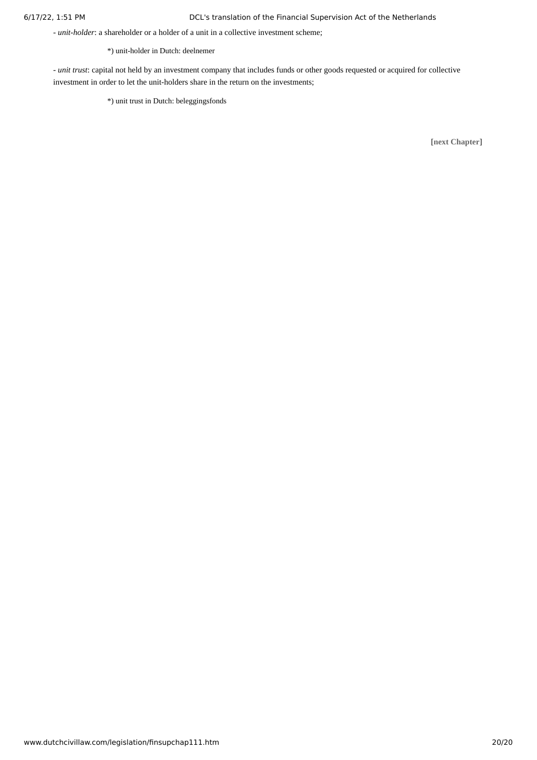- *unit-holder*: a shareholder or a holder of a unit in a collective investment scheme;

*) unit-holder in Dutch: deelnemer

- *unit trust*: capital not held by an investment company that includes funds or other goods requested or acquired for collective investment in order to let the unit-holders share in the return on the investments;

*) unit trust in Dutch: beleggingsfonds

**[next Chapter]**